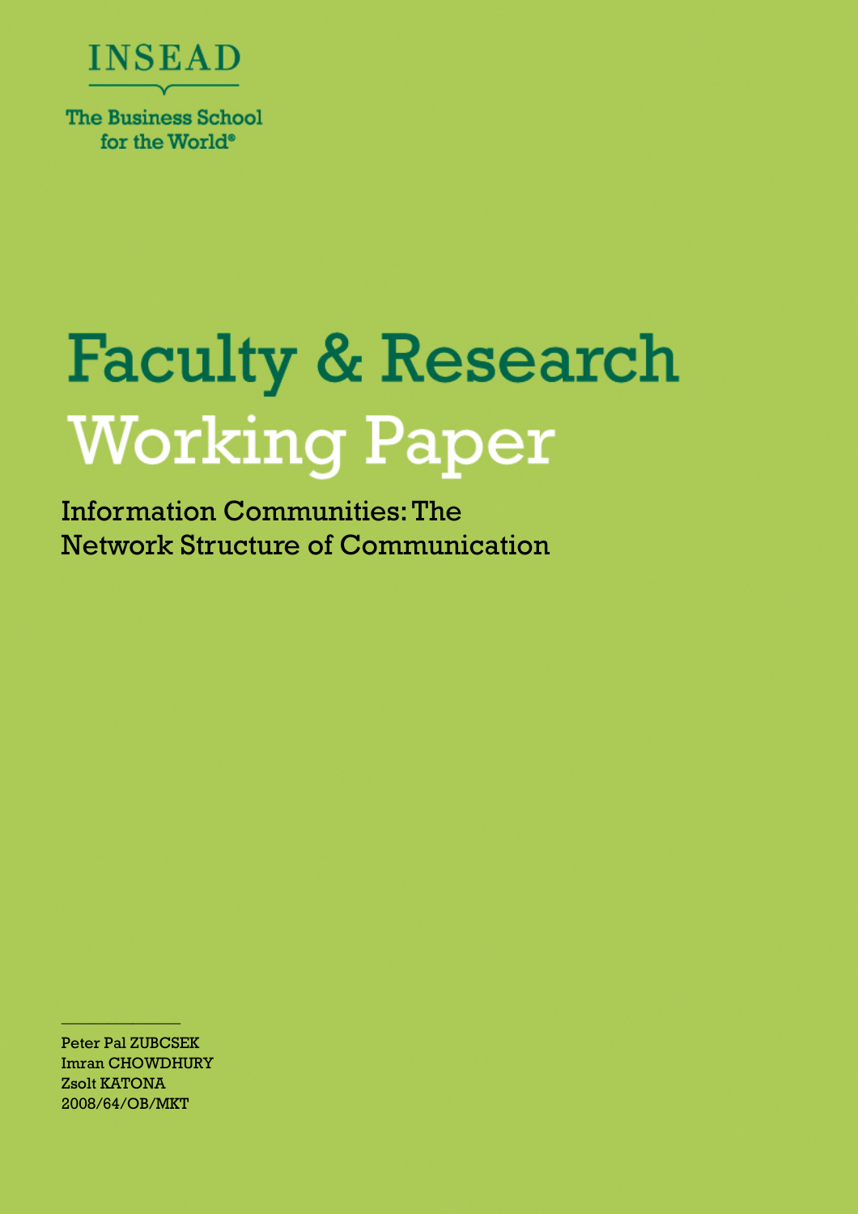INSEAD

The Business School for the World®

# Faculty & Research Working Paper

## Information Communities: The Network Structure of Communication

Peter Pal ZUBCSEK
Imran CHOWDHURY
Zsolt KATONA
2008/64/OB/MKT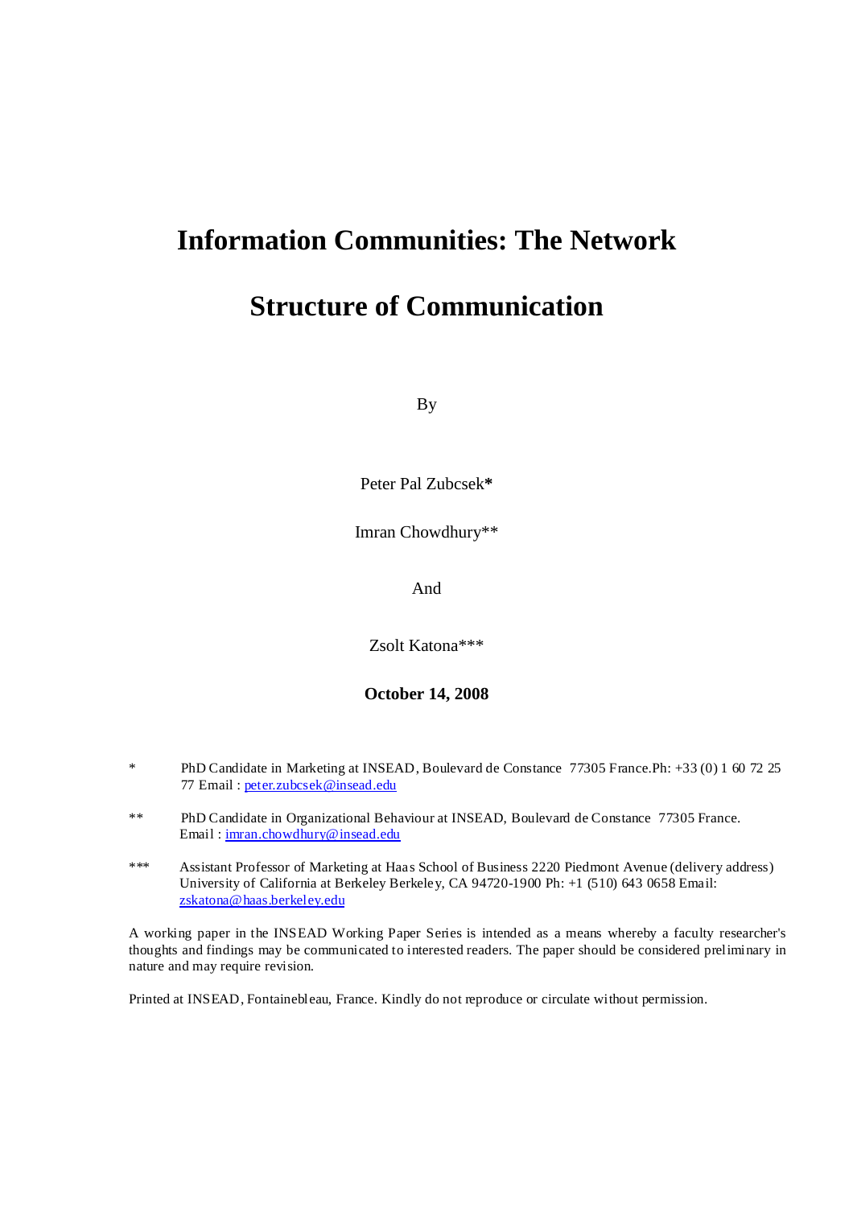# Information Communities: The Network Structure of Communication

By

Peter Pal Zubcsek**\***

Imran Chowdhury**

And

Zsolt Katona***

**October 14, 2008**

\* PhD Candidate in Marketing at INSEAD, Boulevard de Constance 77305 France.Ph: +33 (0) 1 60 72 25 77 Email : peter.zubcsek@insead.edu

** PhD Candidate in Organizational Behaviour at INSEAD, Boulevard de Constance 77305 France. Email : imran.chowdhury@insead.edu

*** Assistant Professor of Marketing at Haas School of Business 2220 Piedmont Avenue (delivery address) University of California at Berkeley Berkeley, CA 94720-1900 Ph: +1 (510) 643 0658 Email: zskatona@haas.berkeley.edu

A working paper in the INSEAD Working Paper Series is intended as a means whereby a faculty researcher's thoughts and findings may be communicated to interested readers. The paper should be considered preliminary in nature and may require revision.

Printed at INSEAD, Fontainebleau, France. Kindly do not reproduce or circulate without permission.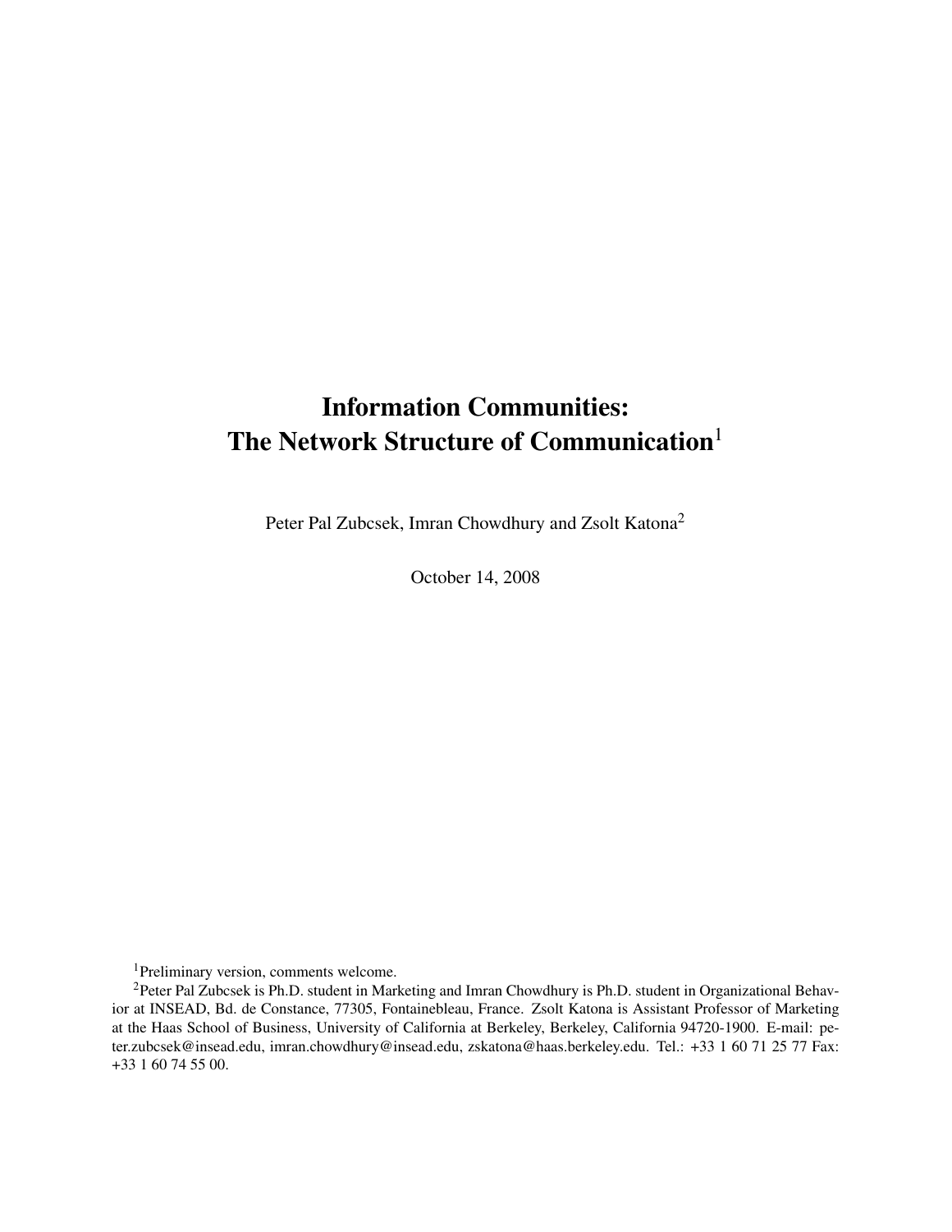# Information Communities: The Network Structure of Communication[1]

Peter Pal Zubcsek, Imran Chowdhury and Zsolt Katona[2]

October 14, 2008

[1]Preliminary version, comments welcome.

[2]Peter Pal Zubcsek is Ph.D. student in Marketing and Imran Chowdhury is Ph.D. student in Organizational Behavior at INSEAD, Bd. de Constance, 77305, Fontainebleau, France. Zsolt Katona is Assistant Professor of Marketing at the Haas School of Business, University of California at Berkeley, Berkeley, California 94720-1900. E-mail: peter.zubcsek@insead.edu, imran.chowdhury@insead.edu, zskatona@haas.berkeley.edu. Tel.: +33 1 60 71 25 77 Fax: +33 1 60 74 55 00.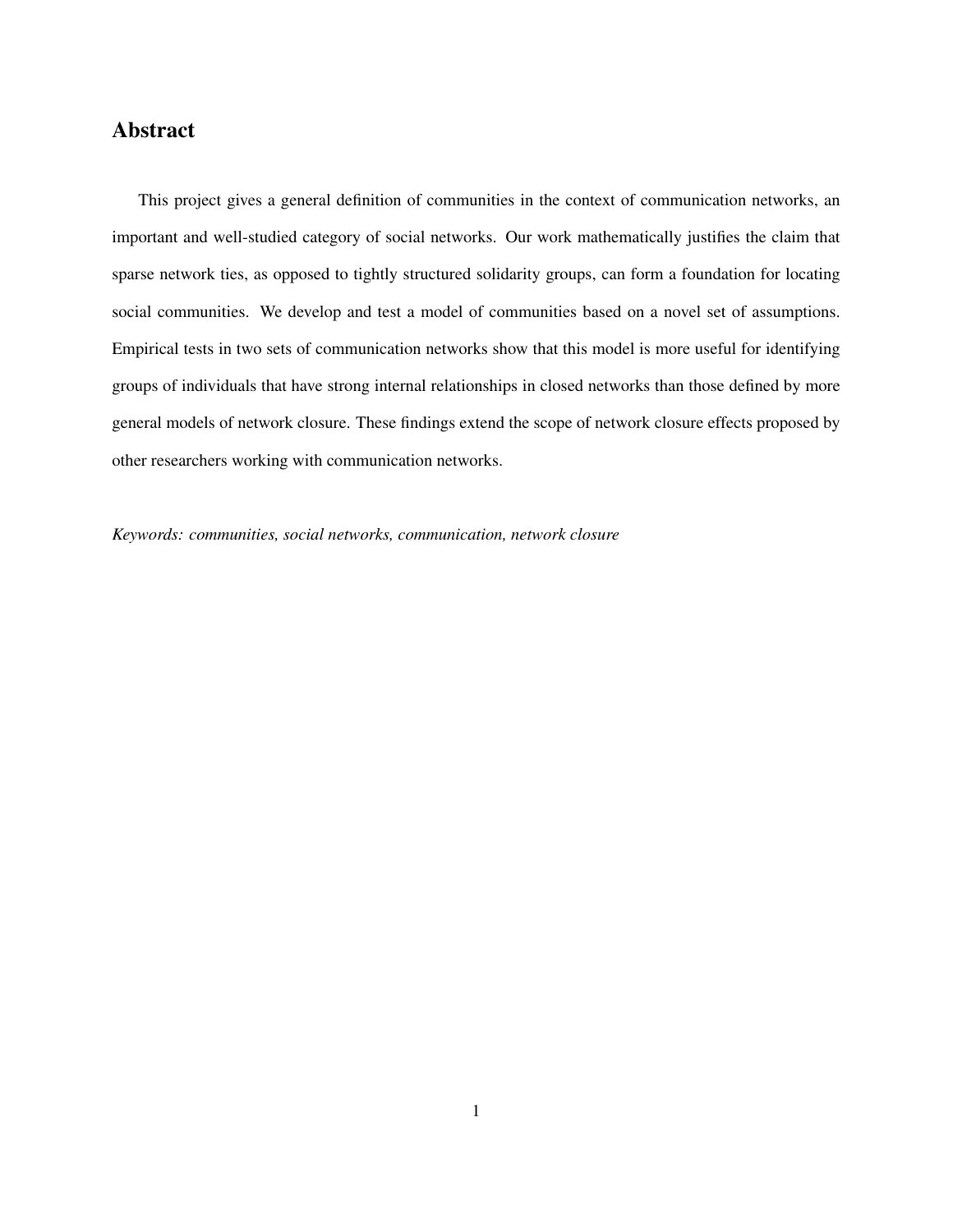## Abstract

This project gives a general definition of communities in the context of communication networks, an important and well-studied category of social networks. Our work mathematically justifies the claim that sparse network ties, as opposed to tightly structured solidarity groups, can form a foundation for locating social communities. We develop and test a model of communities based on a novel set of assumptions. Empirical tests in two sets of communication networks show that this model is more useful for identifying groups of individuals that have strong internal relationships in closed networks than those defined by more general models of network closure. These findings extend the scope of network closure effects proposed by other researchers working with communication networks.

*Keywords: communities, social networks, communication, network closure*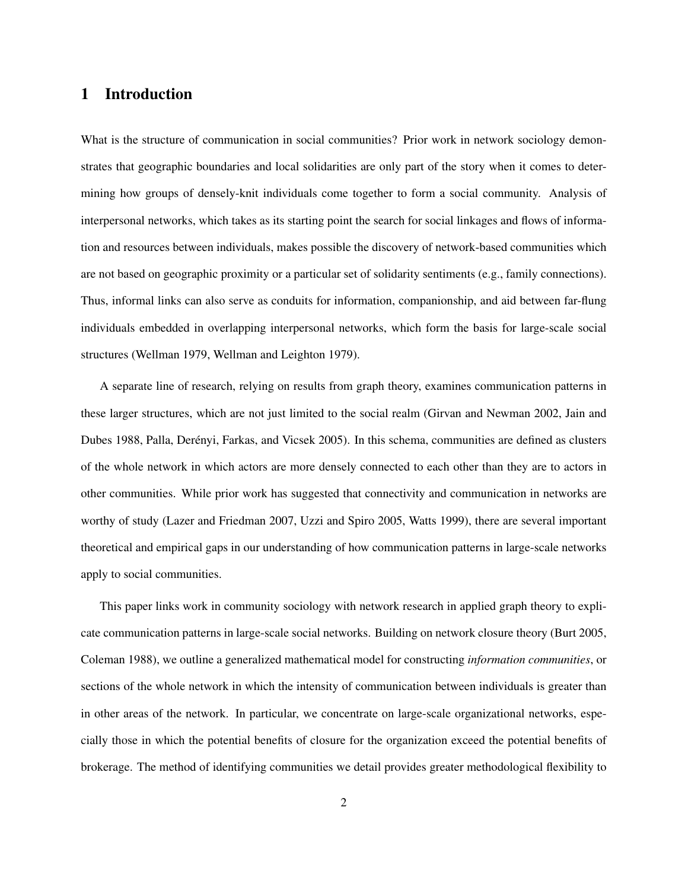# 1 Introduction

What is the structure of communication in social communities? Prior work in network sociology demonstrates that geographic boundaries and local solidarities are only part of the story when it comes to determining how groups of densely-knit individuals come together to form a social community. Analysis of interpersonal networks, which takes as its starting point the search for social linkages and flows of information and resources between individuals, makes possible the discovery of network-based communities which are not based on geographic proximity or a particular set of solidarity sentiments (e.g., family connections). Thus, informal links can also serve as conduits for information, companionship, and aid between far-flung individuals embedded in overlapping interpersonal networks, which form the basis for large-scale social structures (Wellman 1979, Wellman and Leighton 1979).

A separate line of research, relying on results from graph theory, examines communication patterns in these larger structures, which are not just limited to the social realm (Girvan and Newman 2002, Jain and Dubes 1988, Palla, Derényi, Farkas, and Vicsek 2005). In this schema, communities are defined as clusters of the whole network in which actors are more densely connected to each other than they are to actors in other communities. While prior work has suggested that connectivity and communication in networks are worthy of study (Lazer and Friedman 2007, Uzzi and Spiro 2005, Watts 1999), there are several important theoretical and empirical gaps in our understanding of how communication patterns in large-scale networks apply to social communities.

This paper links work in community sociology with network research in applied graph theory to explicate communication patterns in large-scale social networks. Building on network closure theory (Burt 2005, Coleman 1988), we outline a generalized mathematical model for constructing *information communities*, or sections of the whole network in which the intensity of communication between individuals is greater than in other areas of the network. In particular, we concentrate on large-scale organizational networks, especially those in which the potential benefits of closure for the organization exceed the potential benefits of brokerage. The method of identifying communities we detail provides greater methodological flexibility to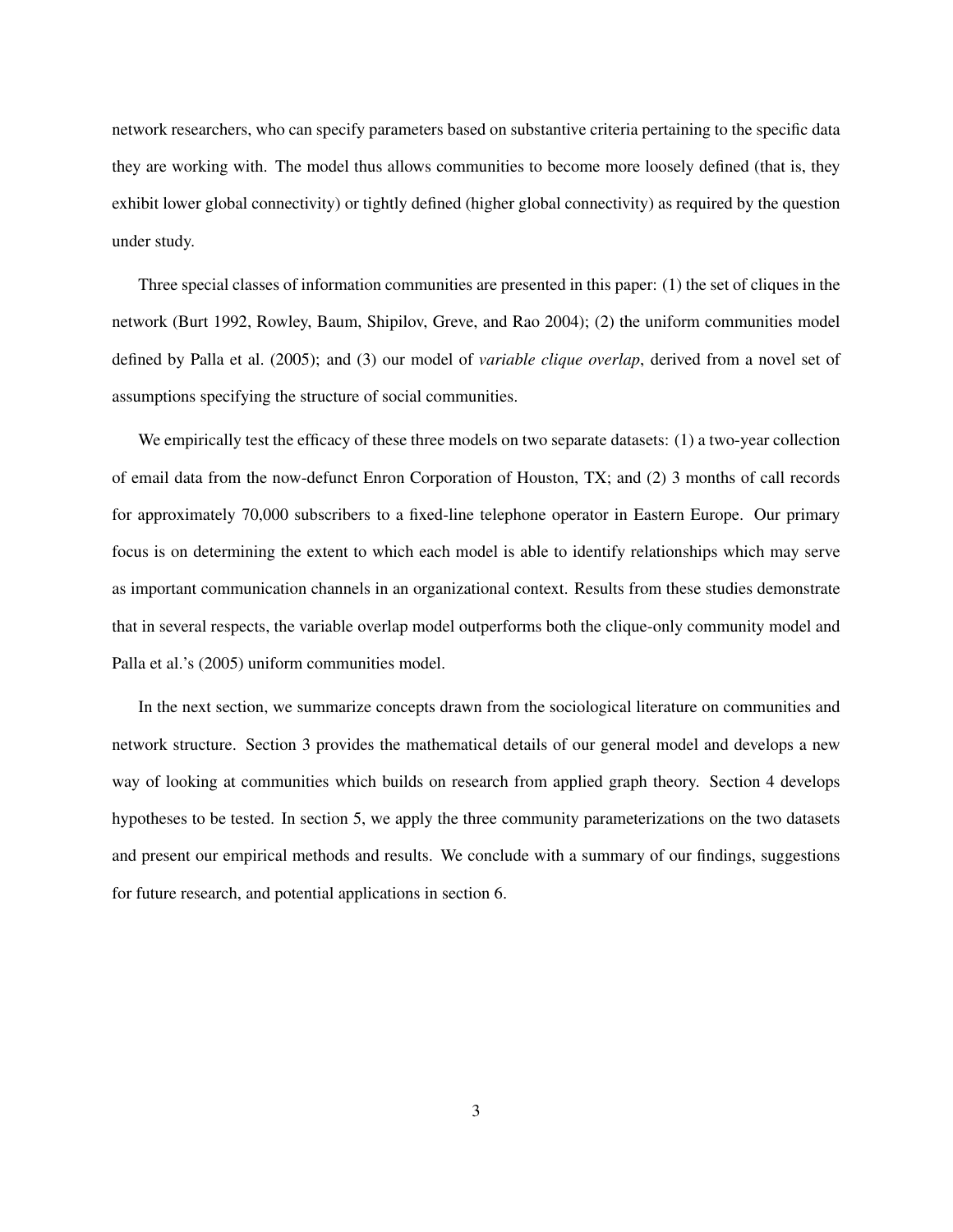network researchers, who can specify parameters based on substantive criteria pertaining to the specific data they are working with. The model thus allows communities to become more loosely defined (that is, they exhibit lower global connectivity) or tightly defined (higher global connectivity) as required by the question under study.

Three special classes of information communities are presented in this paper: (1) the set of cliques in the network (Burt 1992, Rowley, Baum, Shipilov, Greve, and Rao 2004); (2) the uniform communities model defined by Palla et al. (2005); and (3) our model of *variable clique overlap*, derived from a novel set of assumptions specifying the structure of social communities.

We empirically test the efficacy of these three models on two separate datasets: (1) a two-year collection of email data from the now-defunct Enron Corporation of Houston, TX; and (2) 3 months of call records for approximately 70,000 subscribers to a fixed-line telephone operator in Eastern Europe. Our primary focus is on determining the extent to which each model is able to identify relationships which may serve as important communication channels in an organizational context. Results from these studies demonstrate that in several respects, the variable overlap model outperforms both the clique-only community model and Palla et al.'s (2005) uniform communities model.

In the next section, we summarize concepts drawn from the sociological literature on communities and network structure. Section 3 provides the mathematical details of our general model and develops a new way of looking at communities which builds on research from applied graph theory. Section 4 develops hypotheses to be tested. In section 5, we apply the three community parameterizations on the two datasets and present our empirical methods and results. We conclude with a summary of our findings, suggestions for future research, and potential applications in section 6.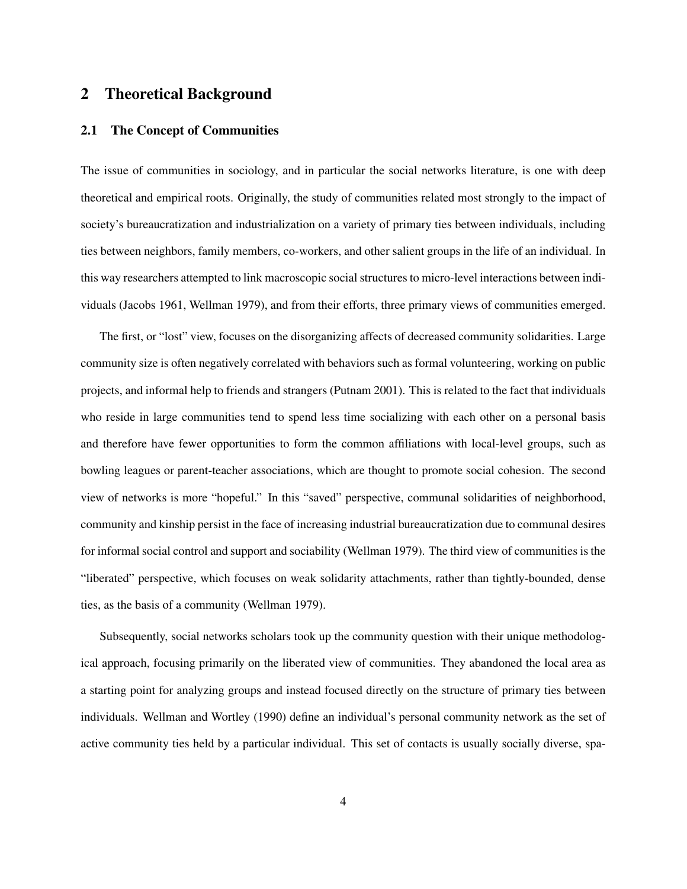# 2 Theoretical Background

## 2.1 The Concept of Communities

The issue of communities in sociology, and in particular the social networks literature, is one with deep theoretical and empirical roots. Originally, the study of communities related most strongly to the impact of society's bureaucratization and industrialization on a variety of primary ties between individuals, including ties between neighbors, family members, co-workers, and other salient groups in the life of an individual. In this way researchers attempted to link macroscopic social structures to micro-level interactions between individuals (Jacobs 1961, Wellman 1979), and from their efforts, three primary views of communities emerged.

The first, or "lost" view, focuses on the disorganizing affects of decreased community solidarities. Large community size is often negatively correlated with behaviors such as formal volunteering, working on public projects, and informal help to friends and strangers (Putnam 2001). This is related to the fact that individuals who reside in large communities tend to spend less time socializing with each other on a personal basis and therefore have fewer opportunities to form the common affiliations with local-level groups, such as bowling leagues or parent-teacher associations, which are thought to promote social cohesion. The second view of networks is more "hopeful." In this "saved" perspective, communal solidarities of neighborhood, community and kinship persist in the face of increasing industrial bureaucratization due to communal desires for informal social control and support and sociability (Wellman 1979). The third view of communities is the "liberated" perspective, which focuses on weak solidarity attachments, rather than tightly-bounded, dense ties, as the basis of a community (Wellman 1979).

Subsequently, social networks scholars took up the community question with their unique methodological approach, focusing primarily on the liberated view of communities. They abandoned the local area as a starting point for analyzing groups and instead focused directly on the structure of primary ties between individuals. Wellman and Wortley (1990) define an individual's personal community network as the set of active community ties held by a particular individual. This set of contacts is usually socially diverse, spa-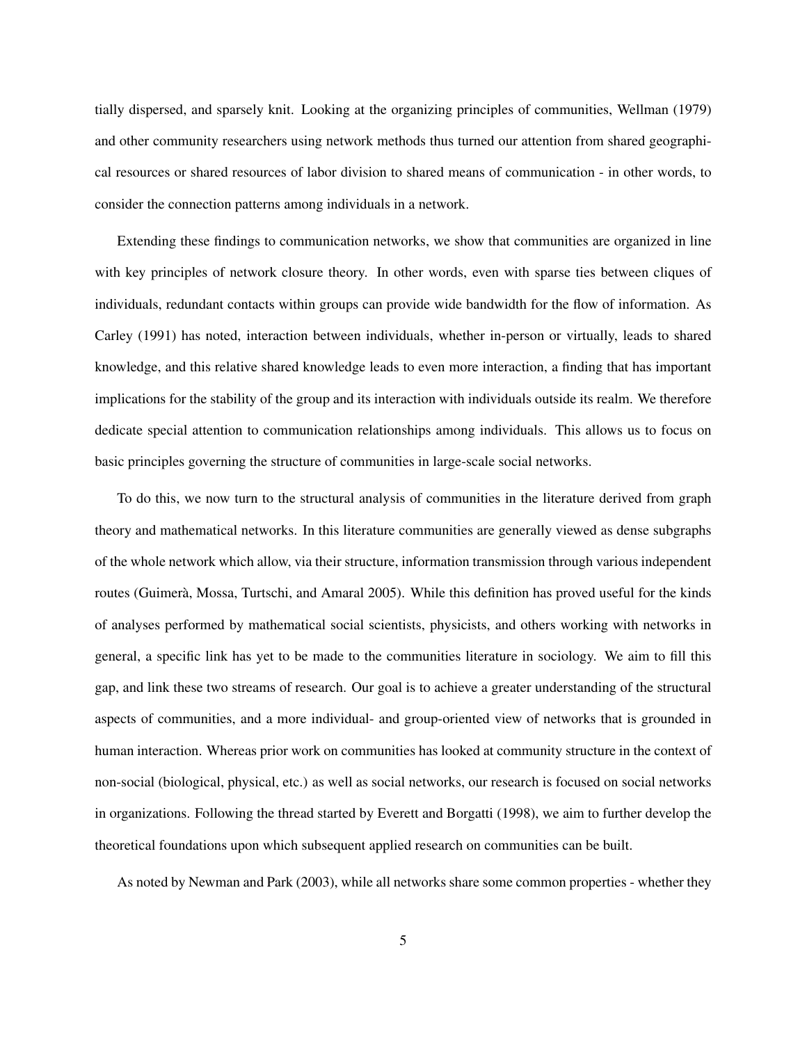tially dispersed, and sparsely knit. Looking at the organizing principles of communities, Wellman (1979) and other community researchers using network methods thus turned our attention from shared geographical resources or shared resources of labor division to shared means of communication - in other words, to consider the connection patterns among individuals in a network.

Extending these findings to communication networks, we show that communities are organized in line with key principles of network closure theory. In other words, even with sparse ties between cliques of individuals, redundant contacts within groups can provide wide bandwidth for the flow of information. As Carley (1991) has noted, interaction between individuals, whether in-person or virtually, leads to shared knowledge, and this relative shared knowledge leads to even more interaction, a finding that has important implications for the stability of the group and its interaction with individuals outside its realm. We therefore dedicate special attention to communication relationships among individuals. This allows us to focus on basic principles governing the structure of communities in large-scale social networks.

To do this, we now turn to the structural analysis of communities in the literature derived from graph theory and mathematical networks. In this literature communities are generally viewed as dense subgraphs of the whole network which allow, via their structure, information transmission through various independent routes (Guimerà, Mossa, Turtschi, and Amaral 2005). While this definition has proved useful for the kinds of analyses performed by mathematical social scientists, physicists, and others working with networks in general, a specific link has yet to be made to the communities literature in sociology. We aim to fill this gap, and link these two streams of research. Our goal is to achieve a greater understanding of the structural aspects of communities, and a more individual- and group-oriented view of networks that is grounded in human interaction. Whereas prior work on communities has looked at community structure in the context of non-social (biological, physical, etc.) as well as social networks, our research is focused on social networks in organizations. Following the thread started by Everett and Borgatti (1998), we aim to further develop the theoretical foundations upon which subsequent applied research on communities can be built.

As noted by Newman and Park (2003), while all networks share some common properties - whether they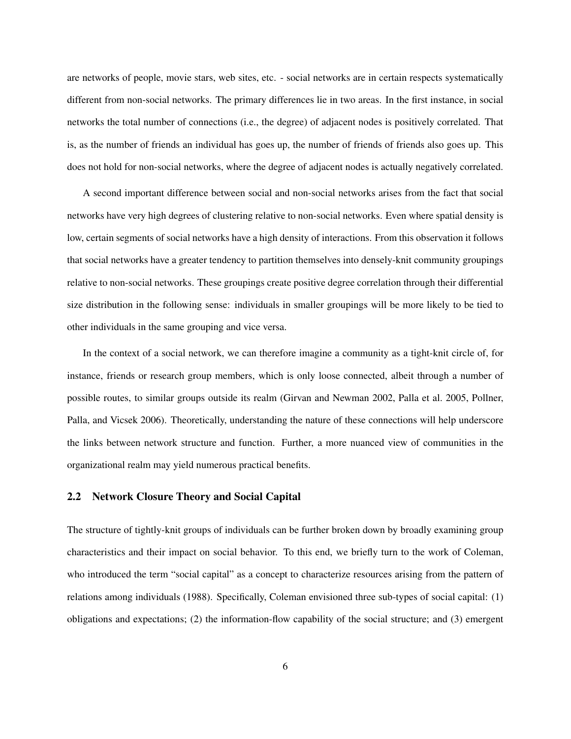are networks of people, movie stars, web sites, etc. - social networks are in certain respects systematically different from non-social networks. The primary differences lie in two areas. In the first instance, in social networks the total number of connections (i.e., the degree) of adjacent nodes is positively correlated. That is, as the number of friends an individual has goes up, the number of friends of friends also goes up. This does not hold for non-social networks, where the degree of adjacent nodes is actually negatively correlated.

A second important difference between social and non-social networks arises from the fact that social networks have very high degrees of clustering relative to non-social networks. Even where spatial density is low, certain segments of social networks have a high density of interactions. From this observation it follows that social networks have a greater tendency to partition themselves into densely-knit community groupings relative to non-social networks. These groupings create positive degree correlation through their differential size distribution in the following sense: individuals in smaller groupings will be more likely to be tied to other individuals in the same grouping and vice versa.

In the context of a social network, we can therefore imagine a community as a tight-knit circle of, for instance, friends or research group members, which is only loose connected, albeit through a number of possible routes, to similar groups outside its realm (Girvan and Newman 2002, Palla et al. 2005, Pollner, Palla, and Vicsek 2006). Theoretically, understanding the nature of these connections will help underscore the links between network structure and function. Further, a more nuanced view of communities in the organizational realm may yield numerous practical benefits.

## 2.2 Network Closure Theory and Social Capital

The structure of tightly-knit groups of individuals can be further broken down by broadly examining group characteristics and their impact on social behavior. To this end, we briefly turn to the work of Coleman, who introduced the term "social capital" as a concept to characterize resources arising from the pattern of relations among individuals (1988). Specifically, Coleman envisioned three sub-types of social capital: (1) obligations and expectations; (2) the information-flow capability of the social structure; and (3) emergent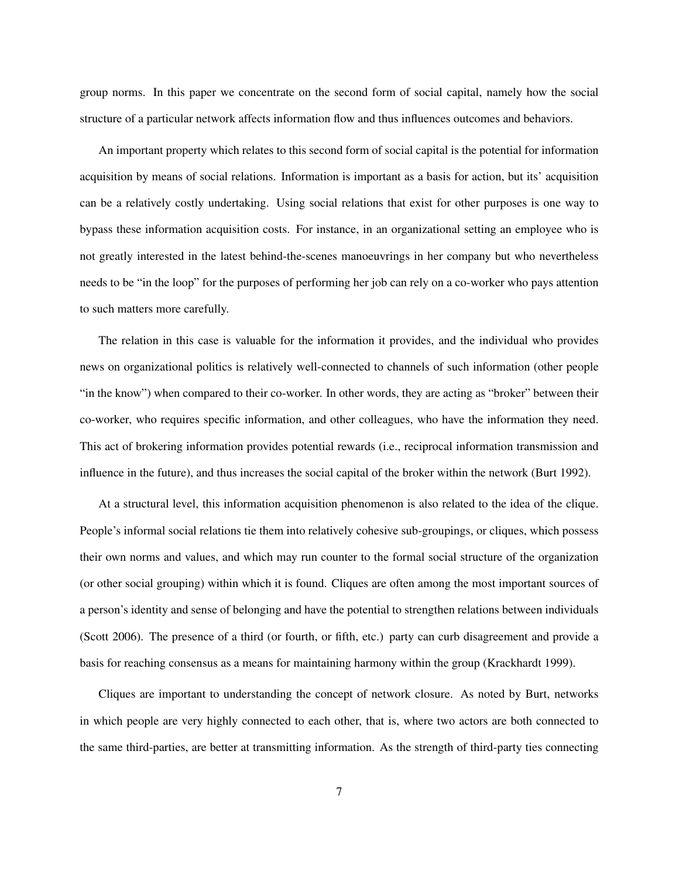group norms. In this paper we concentrate on the second form of social capital, namely how the social structure of a particular network affects information flow and thus influences outcomes and behaviors.

An important property which relates to this second form of social capital is the potential for information acquisition by means of social relations. Information is important as a basis for action, but its' acquisition can be a relatively costly undertaking. Using social relations that exist for other purposes is one way to bypass these information acquisition costs. For instance, in an organizational setting an employee who is not greatly interested in the latest behind-the-scenes manoeuvrings in her company but who nevertheless needs to be "in the loop" for the purposes of performing her job can rely on a co-worker who pays attention to such matters more carefully.

The relation in this case is valuable for the information it provides, and the individual who provides news on organizational politics is relatively well-connected to channels of such information (other people "in the know") when compared to their co-worker. In other words, they are acting as "broker" between their co-worker, who requires specific information, and other colleagues, who have the information they need. This act of brokering information provides potential rewards (i.e., reciprocal information transmission and influence in the future), and thus increases the social capital of the broker within the network (Burt 1992).

At a structural level, this information acquisition phenomenon is also related to the idea of the clique. People's informal social relations tie them into relatively cohesive sub-groupings, or cliques, which possess their own norms and values, and which may run counter to the formal social structure of the organization (or other social grouping) within which it is found. Cliques are often among the most important sources of a person's identity and sense of belonging and have the potential to strengthen relations between individuals (Scott 2006). The presence of a third (or fourth, or fifth, etc.) party can curb disagreement and provide a basis for reaching consensus as a means for maintaining harmony within the group (Krackhardt 1999).

Cliques are important to understanding the concept of network closure. As noted by Burt, networks in which people are very highly connected to each other, that is, where two actors are both connected to the same third-parties, are better at transmitting information. As the strength of third-party ties connecting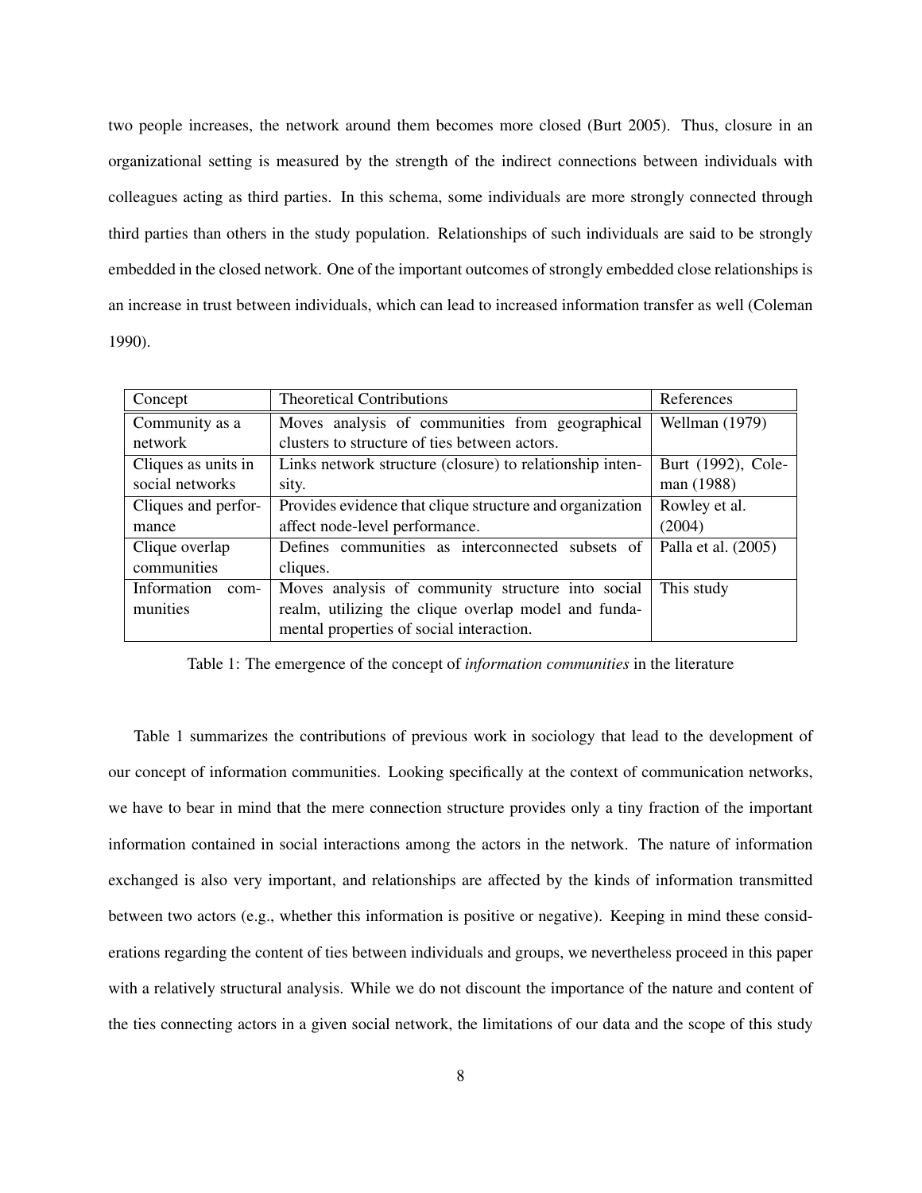two people increases, the network around them becomes more closed (Burt 2005). Thus, closure in an organizational setting is measured by the strength of the indirect connections between individuals with colleagues acting as third parties. In this schema, some individuals are more strongly connected through third parties than others in the study population. Relationships of such individuals are said to be strongly embedded in the closed network. One of the important outcomes of strongly embedded close relationships is an increase in trust between individuals, which can lead to increased information transfer as well (Coleman 1990).

| Concept | Theoretical Contributions | References |
|---|---|---|
| Community as a network | Moves analysis of communities from geographical clusters to structure of ties between actors. | Wellman (1979) |
| Cliques as units in social networks | Links network structure (closure) to relationship intensity. | Burt (1992), Coleman (1988) |
| Cliques and performance | Provides evidence that clique structure and organization affect node-level performance. | Rowley et al. (2004) |
| Clique overlap communities | Defines communities as interconnected subsets of cliques. | Palla et al. (2005) |
| Information communities | Moves analysis of community structure into social realm, utilizing the clique overlap model and fundamental properties of social interaction. | This study |

Table 1: The emergence of the concept of *information communities* in the literature

Table 1 summarizes the contributions of previous work in sociology that lead to the development of our concept of information communities. Looking specifically at the context of communication networks, we have to bear in mind that the mere connection structure provides only a tiny fraction of the important information contained in social interactions among the actors in the network. The nature of information exchanged is also very important, and relationships are affected by the kinds of information transmitted between two actors (e.g., whether this information is positive or negative). Keeping in mind these considerations regarding the content of ties between individuals and groups, we nevertheless proceed in this paper with a relatively structural analysis. While we do not discount the importance of the nature and content of the ties connecting actors in a given social network, the limitations of our data and the scope of this study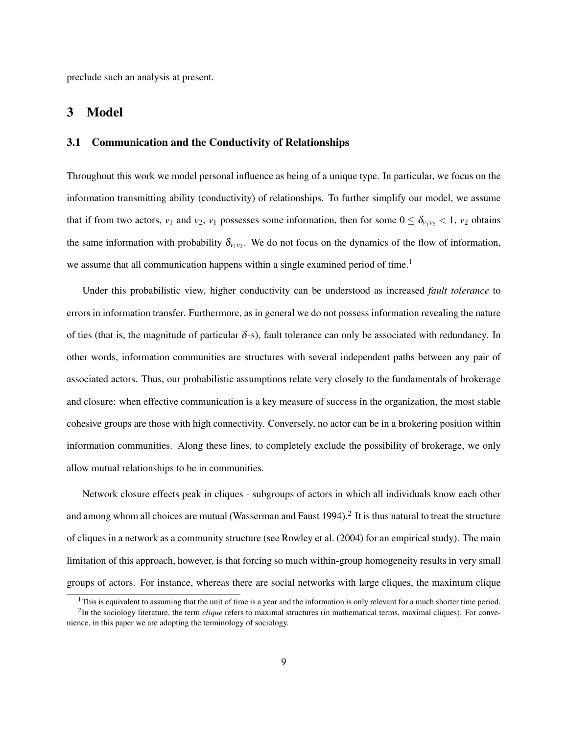preclude such an analysis at present.

# 3 Model

## 3.1 Communication and the Conductivity of Relationships

Throughout this work we model personal influence as being of a unique type. In particular, we focus on the information transmitting ability (conductivity) of relationships. To further simplify our model, we assume that if from two actors, $v_1$ and $v_2$, $v_1$ possesses some information, then for some $0 \leq \delta_{v_1 v_2} < 1$, $v_2$ obtains the same information with probability $\delta_{v_1 v_2}$. We do not focus on the dynamics of the flow of information, we assume that all communication happens within a single examined period of time.[1]

Under this probabilistic view, higher conductivity can be understood as increased *fault tolerance* to errors in information transfer. Furthermore, as in general we do not possess information revealing the nature of ties (that is, the magnitude of particular $\delta$-s), fault tolerance can only be associated with redundancy. In other words, information communities are structures with several independent paths between any pair of associated actors. Thus, our probabilistic assumptions relate very closely to the fundamentals of brokerage and closure: when effective communication is a key measure of success in the organization, the most stable cohesive groups are those with high connectivity. Conversely, no actor can be in a brokering position within information communities. Along these lines, to completely exclude the possibility of brokerage, we only allow mutual relationships to be in communities.

Network closure effects peak in cliques - subgroups of actors in which all individuals know each other and among whom all choices are mutual (Wasserman and Faust 1994).[2] It is thus natural to treat the structure of cliques in a network as a community structure (see Rowley et al. (2004) for an empirical study). The main limitation of this approach, however, is that forcing so much within-group homogeneity results in very small groups of actors. For instance, whereas there are social networks with large cliques, the maximum clique

[1] This is equivalent to assuming that the unit of time is a year and the information is only relevant for a much shorter time period.

[2] In the sociology literature, the term *clique* refers to maximal structures (in mathematical terms, maximal cliques). For convenience, in this paper we are adopting the terminology of sociology.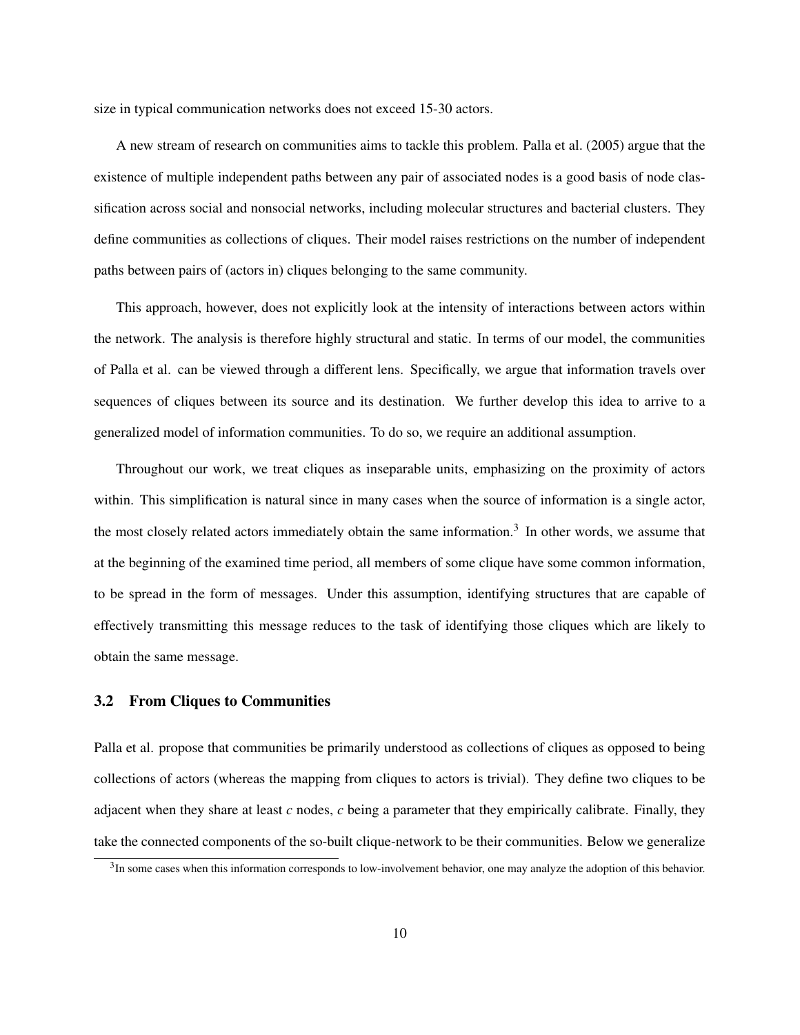size in typical communication networks does not exceed 15-30 actors.

A new stream of research on communities aims to tackle this problem. Palla et al. (2005) argue that the existence of multiple independent paths between any pair of associated nodes is a good basis of node classification across social and nonsocial networks, including molecular structures and bacterial clusters. They define communities as collections of cliques. Their model raises restrictions on the number of independent paths between pairs of (actors in) cliques belonging to the same community.

This approach, however, does not explicitly look at the intensity of interactions between actors within the network. The analysis is therefore highly structural and static. In terms of our model, the communities of Palla et al. can be viewed through a different lens. Specifically, we argue that information travels over sequences of cliques between its source and its destination. We further develop this idea to arrive to a generalized model of information communities. To do so, we require an additional assumption.

Throughout our work, we treat cliques as inseparable units, emphasizing on the proximity of actors within. This simplification is natural since in many cases when the source of information is a single actor, the most closely related actors immediately obtain the same information.[3] In other words, we assume that at the beginning of the examined time period, all members of some clique have some common information, to be spread in the form of messages. Under this assumption, identifying structures that are capable of effectively transmitting this message reduces to the task of identifying those cliques which are likely to obtain the same message.

### 3.2 From Cliques to Communities

Palla et al. propose that communities be primarily understood as collections of cliques as opposed to being collections of actors (whereas the mapping from cliques to actors is trivial). They define two cliques to be adjacent when they share at least $c$ nodes, $c$ being a parameter that they empirically calibrate. Finally, they take the connected components of the so-built clique-network to be their communities. Below we generalize

[3] In some cases when this information corresponds to low-involvement behavior, one may analyze the adoption of this behavior.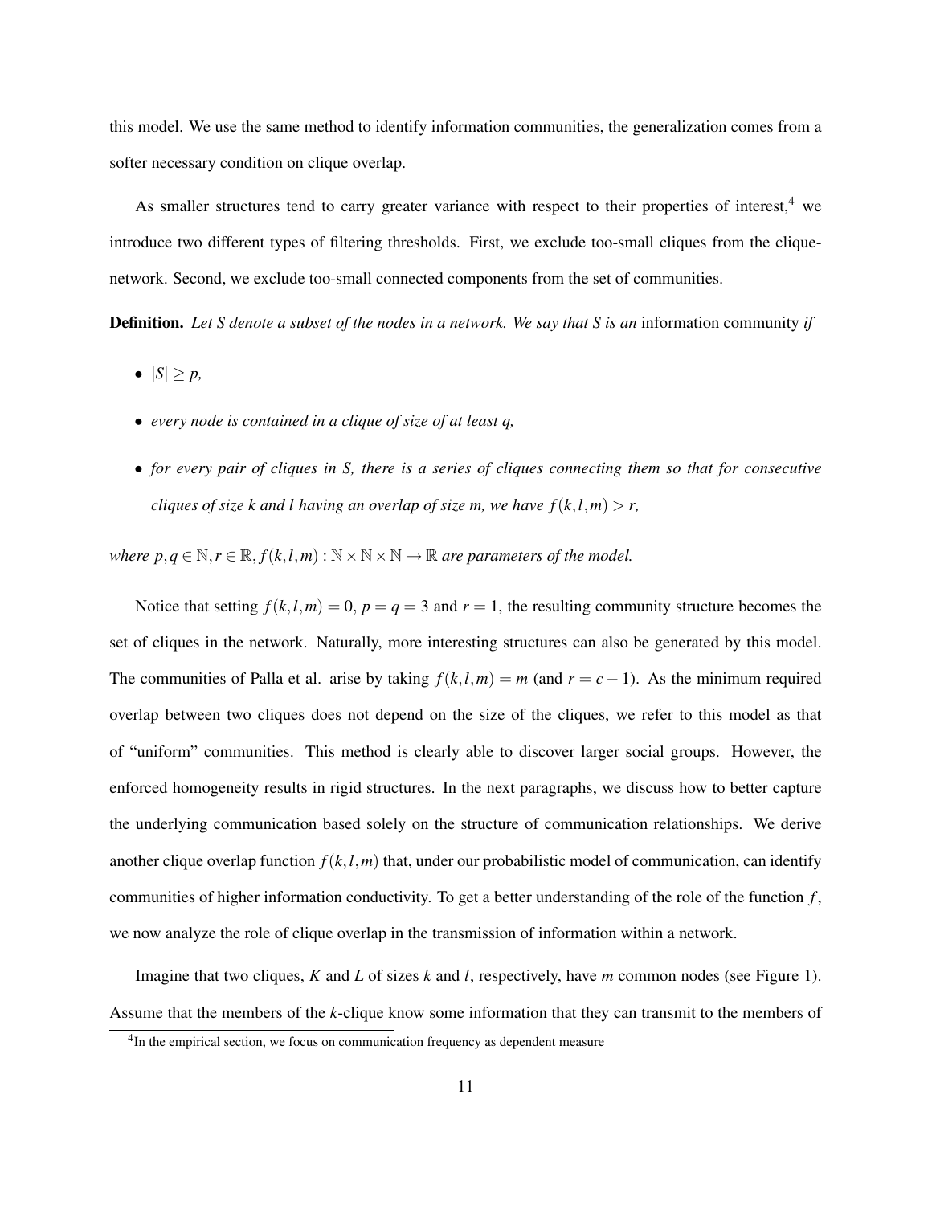this model. We use the same method to identify information communities, the generalization comes from a softer necessary condition on clique overlap.

As smaller structures tend to carry greater variance with respect to their properties of interest,[4] we introduce two different types of filtering thresholds. First, we exclude too-small cliques from the clique-network. Second, we exclude too-small connected components from the set of communities.

**Definition.** *Let S denote a subset of the nodes in a network. We say that S is an* information community *if*

- $|S| \geq p$,
- *every node is contained in a clique of size of at least q,*
- *for every pair of cliques in S, there is a series of cliques connecting them so that for consecutive cliques of size k and l having an overlap of size m, we have $f(k,l,m) > r$,*

*where $p, q \in \mathbb{N}, r \in \mathbb{R}, f(k,l,m) : \mathbb{N} \times \mathbb{N} \times \mathbb{N} \to \mathbb{R}$ are parameters of the model.*

Notice that setting $f(k,l,m) = 0$, $p = q = 3$ and $r = 1$, the resulting community structure becomes the set of cliques in the network. Naturally, more interesting structures can also be generated by this model. The communities of Palla et al. arise by taking $f(k,l,m) = m$ (and $r = c - 1$). As the minimum required overlap between two cliques does not depend on the size of the cliques, we refer to this model as that of "uniform" communities. This method is clearly able to discover larger social groups. However, the enforced homogeneity results in rigid structures. In the next paragraphs, we discuss how to better capture the underlying communication based solely on the structure of communication relationships. We derive another clique overlap function $f(k,l,m)$ that, under our probabilistic model of communication, can identify communities of higher information conductivity. To get a better understanding of the role of the function $f$, we now analyze the role of clique overlap in the transmission of information within a network.

Imagine that two cliques, $K$ and $L$ of sizes $k$ and $l$, respectively, have $m$ common nodes (see Figure 1). Assume that the members of the $k$-clique know some information that they can transmit to the members of

[4] In the empirical section, we focus on communication frequency as dependent measure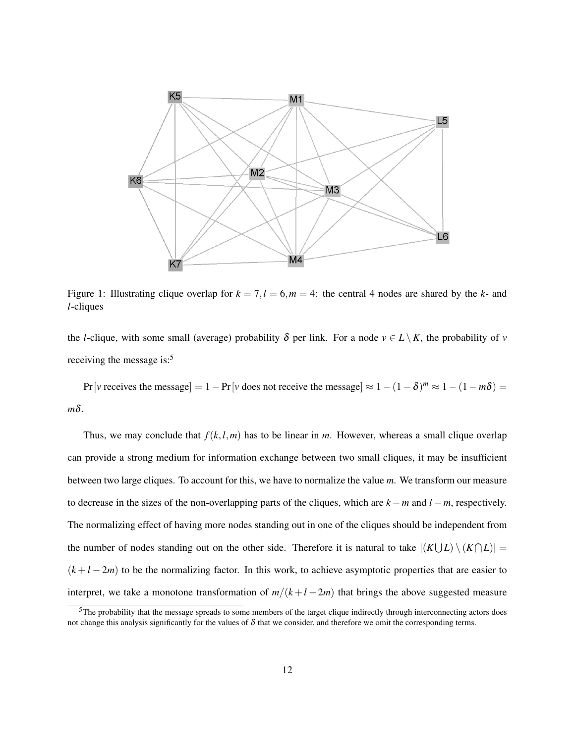Figure 1: Illustrating clique overlap for $k = 7, l = 6, m = 4$: the central 4 nodes are shared by the $k$- and $l$-cliques

the $l$-clique, with some small (average) probability $\delta$ per link. For a node $v \in L \setminus K$, the probability of $v$ receiving the message is:[5]

$\Pr[v \text{ receives the message}] = 1 - \Pr[v \text{ does not receive the message}] \approx 1 - (1-\delta)^m \approx 1 - (1 - m\delta) = m\delta$.

Thus, we may conclude that $f(k,l,m)$ has to be linear in $m$. However, whereas a small clique overlap can provide a strong medium for information exchange between two small cliques, it may be insufficient between two large cliques. To account for this, we have to normalize the value $m$. We transform our measure to decrease in the sizes of the non-overlapping parts of the cliques, which are $k-m$ and $l-m$, respectively. The normalizing effect of having more nodes standing out in one of the cliques should be independent from the number of nodes standing out on the other side. Therefore it is natural to take $|(K \bigcup L) \setminus (K \bigcap L)| = (k+l-2m)$ to be the normalizing factor. In this work, to achieve asymptotic properties that are easier to interpret, we take a monotone transformation of $m/(k+l-2m)$ that brings the above suggested measure

[5] The probability that the message spreads to some members of the target clique indirectly through interconnecting actors does not change this analysis significantly for the values of $\delta$ that we consider, and therefore we omit the corresponding terms.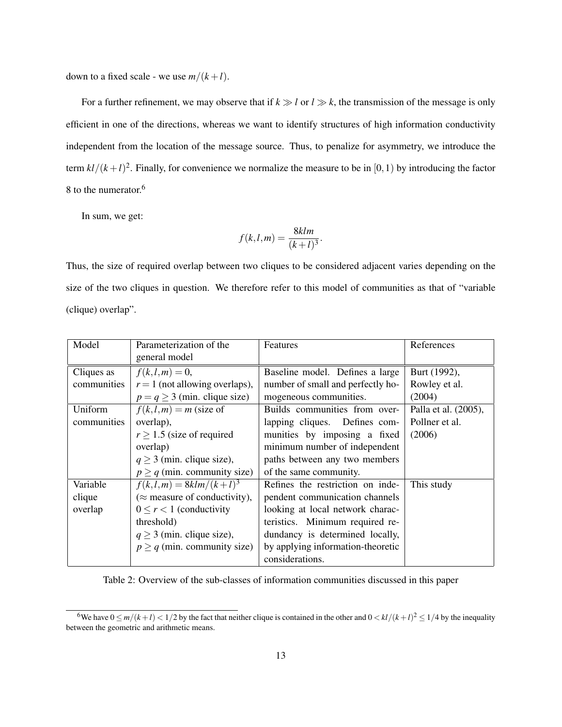down to a fixed scale - we use $m/(k+l)$.

For a further refinement, we may observe that if $k \gg l$ or $l \gg k$, the transmission of the message is only efficient in one of the directions, whereas we want to identify structures of high information conductivity independent from the location of the message source. Thus, to penalize for asymmetry, we introduce the term $kl/(k+l)^2$. Finally, for convenience we normalize the measure to be in $[0,1)$ by introducing the factor 8 to the numerator.[6]

In sum, we get:

$$f(k,l,m) = \frac{8klm}{(k+l)^3}.$$

Thus, the size of required overlap between two cliques to be considered adjacent varies depending on the size of the two cliques in question. We therefore refer to this model of communities as that of "variable (clique) overlap".

| Model | Parameterization of the general model | Features | References |
|---|---|---|---|
| Cliques as communities | $f(k,l,m) = 0$, $r = 1$ (not allowing overlaps), $p = q \geq 3$ (min. clique size) | Baseline model. Defines a large number of small and perfectly homogeneous communities. | Burt (1992), Rowley et al. (2004) |
| Uniform communities | $f(k,l,m) = m$ (size of overlap), $r \geq 1.5$ (size of required overlap) $q \geq 3$ (min. clique size), $p \geq q$ (min. community size) | Builds communities from overlapping cliques. Defines communities by imposing a fixed minimum number of independent paths between any two members of the same community. | Palla et al. (2005), Pollner et al. (2006) |
| Variable clique overlap | $f(k,l,m) = 8klm/(k+l)^3$ ($\approx$ measure of conductivity), $0 \leq r < 1$ (conductivity threshold) $q \geq 3$ (min. clique size), $p \geq q$ (min. community size) | Refines the restriction on independent communication channels looking at local network characteristics. Minimum required redundancy is determined locally, by applying information-theoretic considerations. | This study |

Table 2: Overview of the sub-classes of information communities discussed in this paper

[6] We have $0 \leq m/(k+l) < 1/2$ by the fact that neither clique is contained in the other and $0 < kl/(k+l)^2 \leq 1/4$ by the inequality between the geometric and arithmetic means.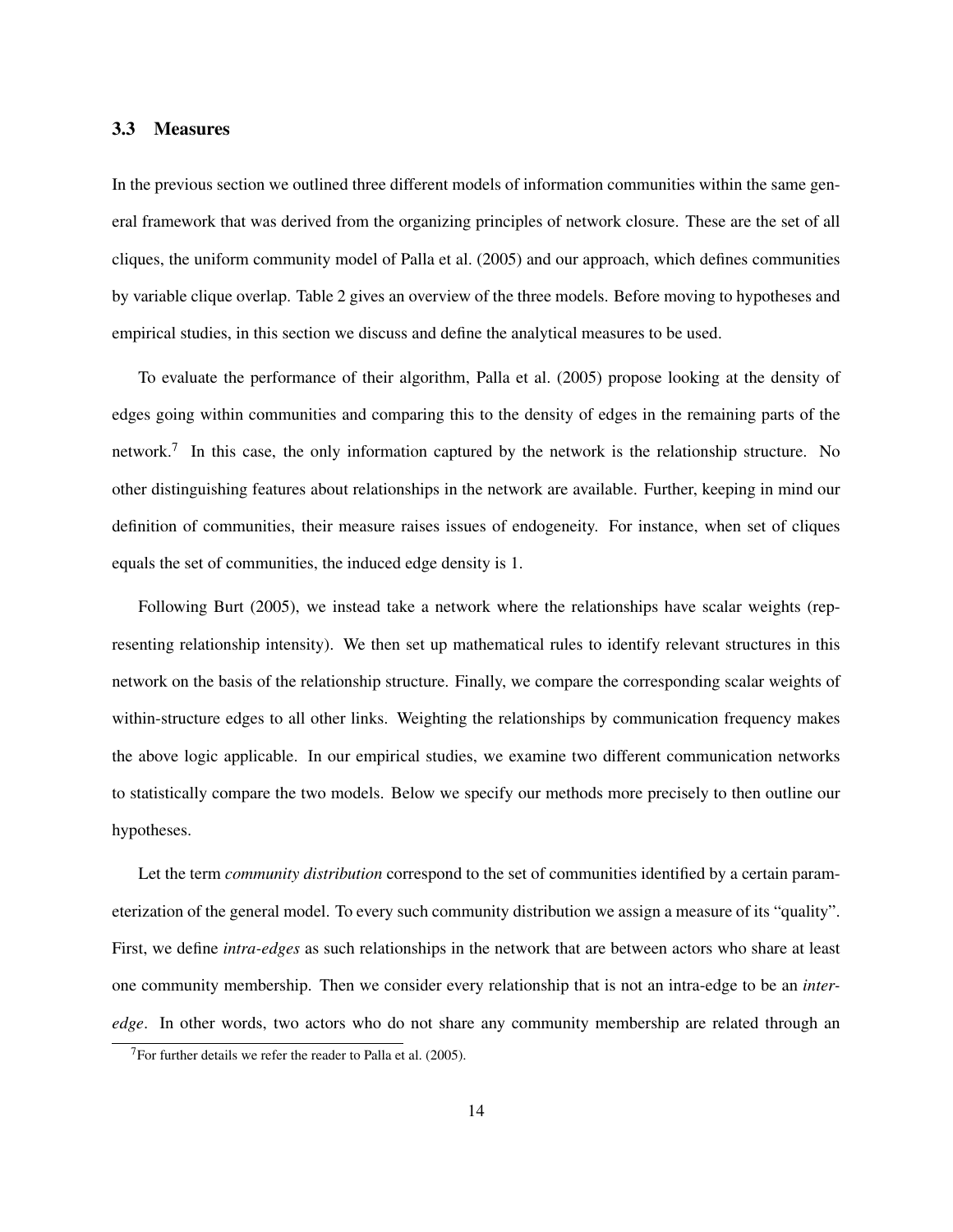### 3.3 Measures

In the previous section we outlined three different models of information communities within the same general framework that was derived from the organizing principles of network closure. These are the set of all cliques, the uniform community model of Palla et al. (2005) and our approach, which defines communities by variable clique overlap. Table 2 gives an overview of the three models. Before moving to hypotheses and empirical studies, in this section we discuss and define the analytical measures to be used.

To evaluate the performance of their algorithm, Palla et al. (2005) propose looking at the density of edges going within communities and comparing this to the density of edges in the remaining parts of the network.[7] In this case, the only information captured by the network is the relationship structure. No other distinguishing features about relationships in the network are available. Further, keeping in mind our definition of communities, their measure raises issues of endogeneity. For instance, when set of cliques equals the set of communities, the induced edge density is 1.

Following Burt (2005), we instead take a network where the relationships have scalar weights (representing relationship intensity). We then set up mathematical rules to identify relevant structures in this network on the basis of the relationship structure. Finally, we compare the corresponding scalar weights of within-structure edges to all other links. Weighting the relationships by communication frequency makes the above logic applicable. In our empirical studies, we examine two different communication networks to statistically compare the two models. Below we specify our methods more precisely to then outline our hypotheses.

Let the term *community distribution* correspond to the set of communities identified by a certain parameterization of the general model. To every such community distribution we assign a measure of its "quality". First, we define *intra-edges* as such relationships in the network that are between actors who share at least one community membership. Then we consider every relationship that is not an intra-edge to be an *inter-edge*. In other words, two actors who do not share any community membership are related through an

[7] For further details we refer the reader to Palla et al. (2005).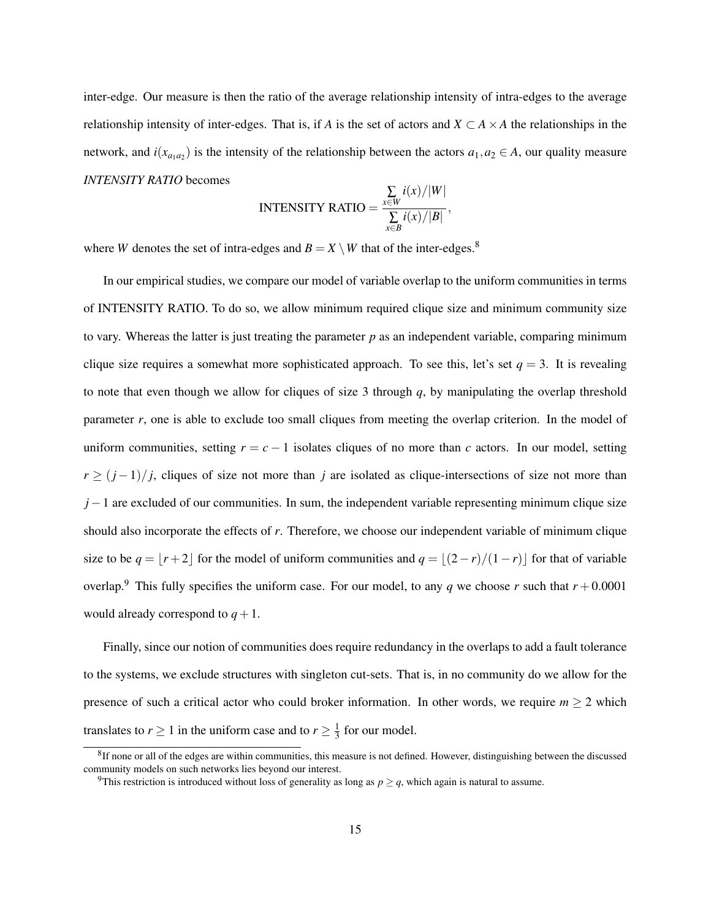inter-edge. Our measure is then the ratio of the average relationship intensity of intra-edges to the average relationship intensity of inter-edges. That is, if $A$ is the set of actors and $X \subset A \times A$ the relationships in the network, and $i(x_{a_1 a_2})$ is the intensity of the relationship between the actors $a_1, a_2 \in A$, our quality measure *INTENSITY RATIO* becomes

$$\text{INTENSITY RATIO} = \frac{\sum_{x \in W} i(x)/|W|}{\sum_{x \in B} i(x)/|B|},$$

where $W$ denotes the set of intra-edges and $B = X \setminus W$ that of the inter-edges.[8]

In our empirical studies, we compare our model of variable overlap to the uniform communities in terms of INTENSITY RATIO. To do so, we allow minimum required clique size and minimum community size to vary. Whereas the latter is just treating the parameter $p$ as an independent variable, comparing minimum clique size requires a somewhat more sophisticated approach. To see this, let's set $q = 3$. It is revealing to note that even though we allow for cliques of size 3 through $q$, by manipulating the overlap threshold parameter $r$, one is able to exclude too small cliques from meeting the overlap criterion. In the model of uniform communities, setting $r = c - 1$ isolates cliques of no more than $c$ actors. In our model, setting $r \geq (j-1)/j$, cliques of size not more than $j$ are isolated as clique-intersections of size not more than $j - 1$ are excluded of our communities. In sum, the independent variable representing minimum clique size should also incorporate the effects of $r$. Therefore, we choose our independent variable of minimum clique size to be $q = \lfloor r + 2 \rfloor$ for the model of uniform communities and $q = \lfloor (2-r)/(1-r) \rfloor$ for that of variable overlap.[9] This fully specifies the uniform case. For our model, to any $q$ we choose $r$ such that $r + 0.0001$ would already correspond to $q + 1$.

Finally, since our notion of communities does require redundancy in the overlaps to add a fault tolerance to the systems, we exclude structures with singleton cut-sets. That is, in no community do we allow for the presence of such a critical actor who could broker information. In other words, we require $m \geq 2$ which translates to $r \geq 1$ in the uniform case and to $r \geq \frac{1}{3}$ for our model.

[8] If none or all of the edges are within communities, this measure is not defined. However, distinguishing between the discussed community models on such networks lies beyond our interest.

[9] This restriction is introduced without loss of generality as long as $p \geq q$, which again is natural to assume.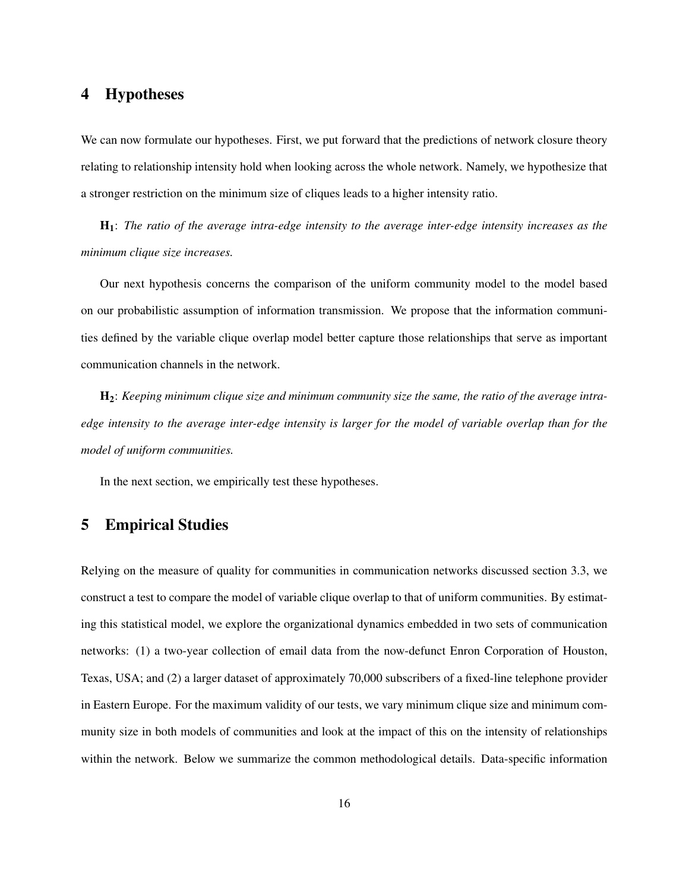## 4 Hypotheses

We can now formulate our hypotheses. First, we put forward that the predictions of network closure theory relating to relationship intensity hold when looking across the whole network. Namely, we hypothesize that a stronger restriction on the minimum size of cliques leads to a higher intensity ratio.

**$\mathbf{H_1}$**: *The ratio of the average intra-edge intensity to the average inter-edge intensity increases as the minimum clique size increases.*

Our next hypothesis concerns the comparison of the uniform community model to the model based on our probabilistic assumption of information transmission. We propose that the information communities defined by the variable clique overlap model better capture those relationships that serve as important communication channels in the network.

**$\mathbf{H_2}$**: *Keeping minimum clique size and minimum community size the same, the ratio of the average intra-edge intensity to the average inter-edge intensity is larger for the model of variable overlap than for the model of uniform communities.*

In the next section, we empirically test these hypotheses.

## 5 Empirical Studies

Relying on the measure of quality for communities in communication networks discussed section 3.3, we construct a test to compare the model of variable clique overlap to that of uniform communities. By estimating this statistical model, we explore the organizational dynamics embedded in two sets of communication networks: (1) a two-year collection of email data from the now-defunct Enron Corporation of Houston, Texas, USA; and (2) a larger dataset of approximately 70,000 subscribers of a fixed-line telephone provider in Eastern Europe. For the maximum validity of our tests, we vary minimum clique size and minimum community size in both models of communities and look at the impact of this on the intensity of relationships within the network. Below we summarize the common methodological details. Data-specific information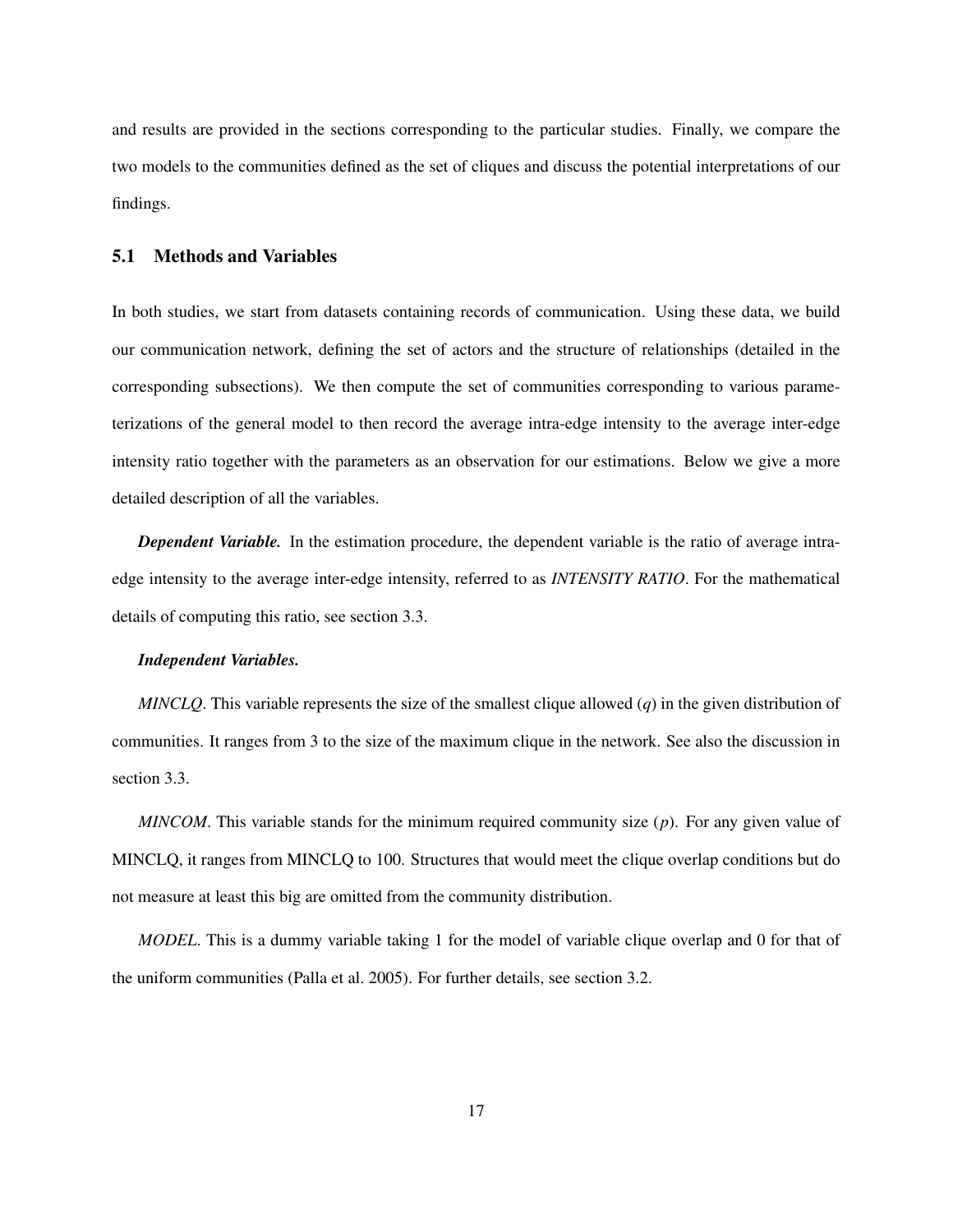and results are provided in the sections corresponding to the particular studies. Finally, we compare the two models to the communities defined as the set of cliques and discuss the potential interpretations of our findings.

## 5.1 Methods and Variables

In both studies, we start from datasets containing records of communication. Using these data, we build our communication network, defining the set of actors and the structure of relationships (detailed in the corresponding subsections). We then compute the set of communities corresponding to various parameterizations of the general model to then record the average intra-edge intensity to the average inter-edge intensity ratio together with the parameters as an observation for our estimations. Below we give a more detailed description of all the variables.

***Dependent Variable.*** In the estimation procedure, the dependent variable is the ratio of average intra-edge intensity to the average inter-edge intensity, referred to as *INTENSITY RATIO*. For the mathematical details of computing this ratio, see section 3.3.

***Independent Variables.***

*MINCLQ*. This variable represents the size of the smallest clique allowed ($q$) in the given distribution of communities. It ranges from 3 to the size of the maximum clique in the network. See also the discussion in section 3.3.

*MINCOM*. This variable stands for the minimum required community size ($p$). For any given value of MINCLQ, it ranges from MINCLQ to 100. Structures that would meet the clique overlap conditions but do not measure at least this big are omitted from the community distribution.

*MODEL*. This is a dummy variable taking 1 for the model of variable clique overlap and 0 for that of the uniform communities (Palla et al. 2005). For further details, see section 3.2.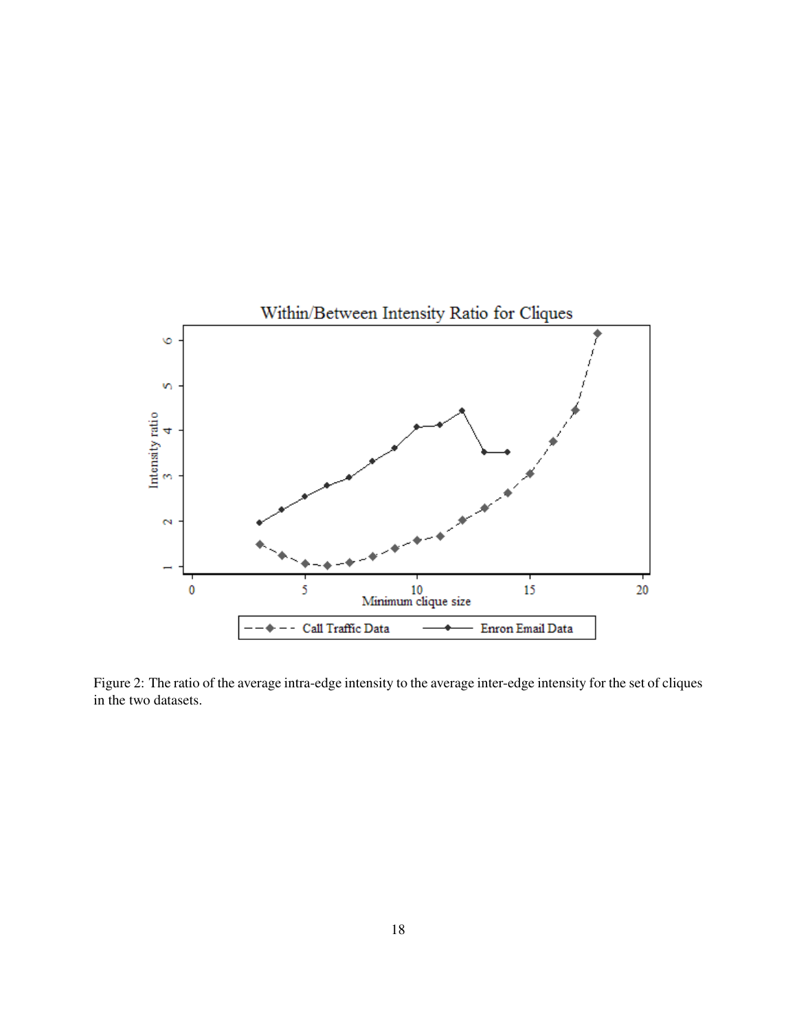Figure 2: The ratio of the average intra-edge intensity to the average inter-edge intensity for the set of cliques in the two datasets.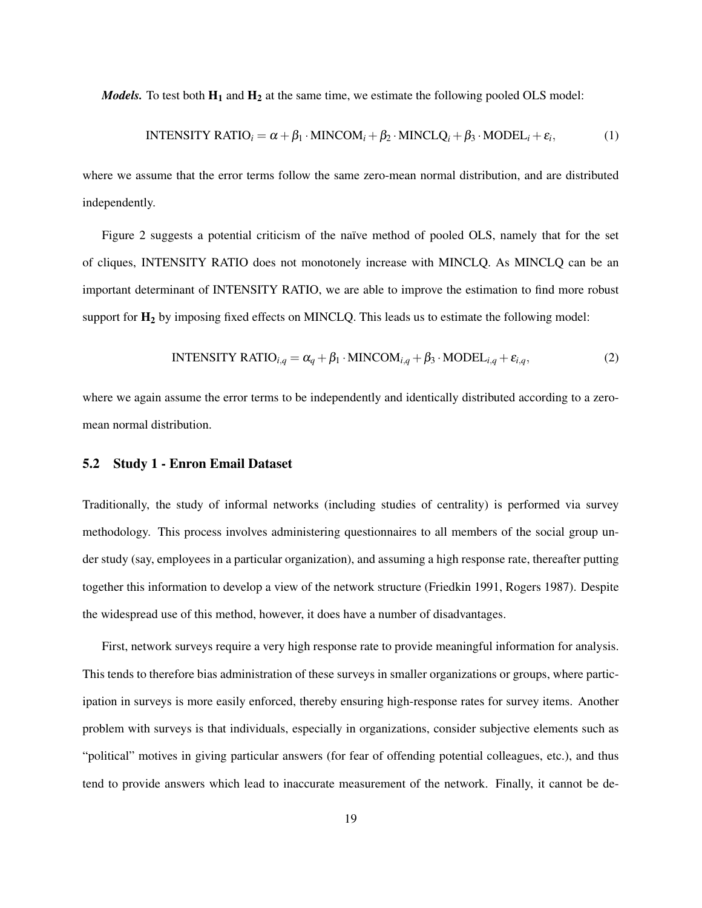***Models.*** To test both $\mathbf{H_1}$ and $\mathbf{H_2}$ at the same time, we estimate the following pooled OLS model:

$$\text{INTENSITY RATIO}_i = \alpha + \beta_1 \cdot \text{MINCOM}_i + \beta_2 \cdot \text{MINCLQ}_i + \beta_3 \cdot \text{MODEL}_i + \varepsilon_i, \tag{1}$$

where we assume that the error terms follow the same zero-mean normal distribution, and are distributed independently.

Figure 2 suggests a potential criticism of the naïve method of pooled OLS, namely that for the set of cliques, INTENSITY RATIO does not monotonely increase with MINCLQ. As MINCLQ can be an important determinant of INTENSITY RATIO, we are able to improve the estimation to find more robust support for $\mathbf{H_2}$ by imposing fixed effects on MINCLQ. This leads us to estimate the following model:

$$\text{INTENSITY RATIO}_{i,q} = \alpha_q + \beta_1 \cdot \text{MINCOM}_{i,q} + \beta_3 \cdot \text{MODEL}_{i,q} + \varepsilon_{i,q}, \tag{2}$$

where we again assume the error terms to be independently and identically distributed according to a zero-mean normal distribution.

## 5.2 Study 1 - Enron Email Dataset

Traditionally, the study of informal networks (including studies of centrality) is performed via survey methodology. This process involves administering questionnaires to all members of the social group under study (say, employees in a particular organization), and assuming a high response rate, thereafter putting together this information to develop a view of the network structure (Friedkin 1991, Rogers 1987). Despite the widespread use of this method, however, it does have a number of disadvantages.

First, network surveys require a very high response rate to provide meaningful information for analysis. This tends to therefore bias administration of these surveys in smaller organizations or groups, where participation in surveys is more easily enforced, thereby ensuring high-response rates for survey items. Another problem with surveys is that individuals, especially in organizations, consider subjective elements such as "political" motives in giving particular answers (for fear of offending potential colleagues, etc.), and thus tend to provide answers which lead to inaccurate measurement of the network. Finally, it cannot be de-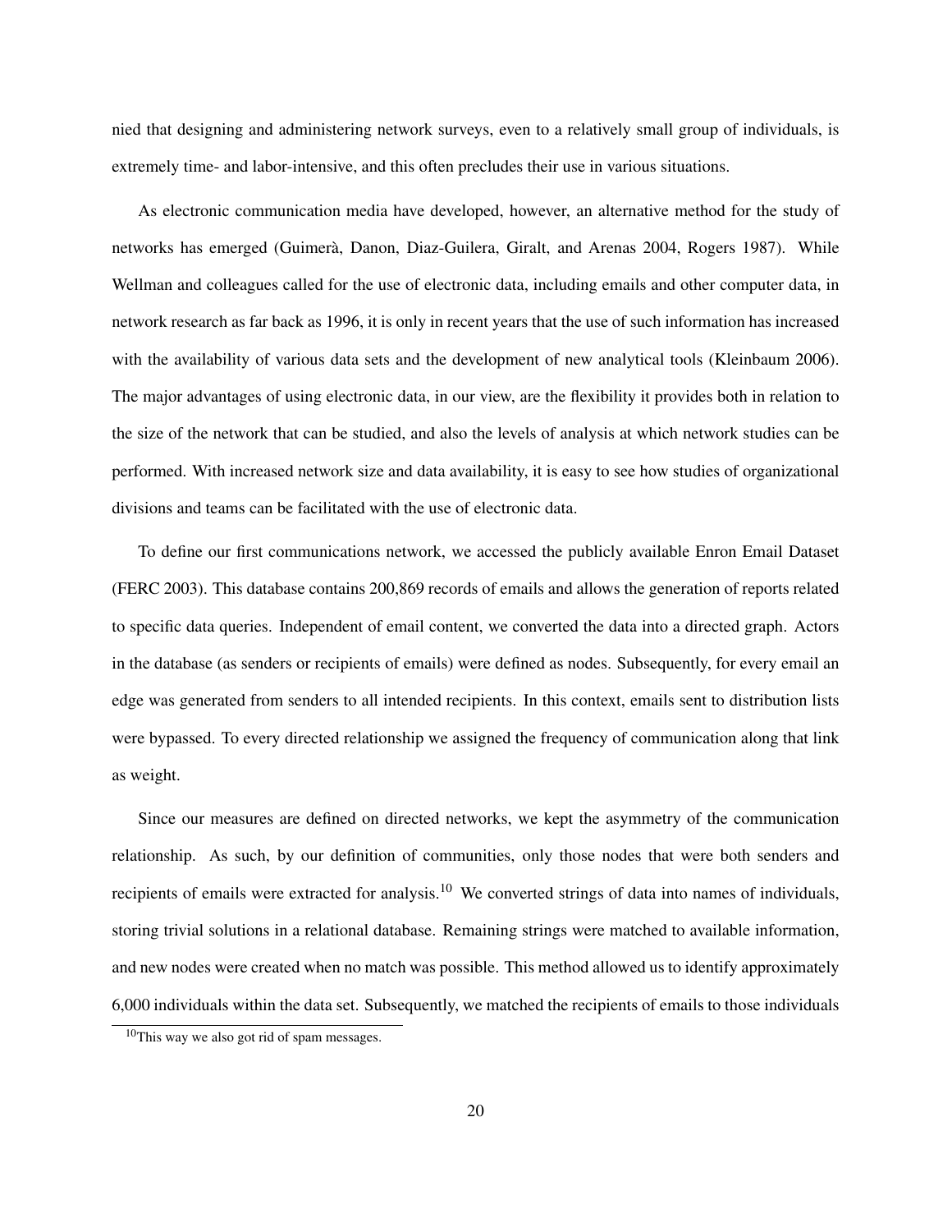nied that designing and administering network surveys, even to a relatively small group of individuals, is extremely time- and labor-intensive, and this often precludes their use in various situations.

As electronic communication media have developed, however, an alternative method for the study of networks has emerged (Guimerà, Danon, Diaz-Guilera, Giralt, and Arenas 2004, Rogers 1987). While Wellman and colleagues called for the use of electronic data, including emails and other computer data, in network research as far back as 1996, it is only in recent years that the use of such information has increased with the availability of various data sets and the development of new analytical tools (Kleinbaum 2006). The major advantages of using electronic data, in our view, are the flexibility it provides both in relation to the size of the network that can be studied, and also the levels of analysis at which network studies can be performed. With increased network size and data availability, it is easy to see how studies of organizational divisions and teams can be facilitated with the use of electronic data.

To define our first communications network, we accessed the publicly available Enron Email Dataset (FERC 2003). This database contains 200,869 records of emails and allows the generation of reports related to specific data queries. Independent of email content, we converted the data into a directed graph. Actors in the database (as senders or recipients of emails) were defined as nodes. Subsequently, for every email an edge was generated from senders to all intended recipients. In this context, emails sent to distribution lists were bypassed. To every directed relationship we assigned the frequency of communication along that link as weight.

Since our measures are defined on directed networks, we kept the asymmetry of the communication relationship. As such, by our definition of communities, only those nodes that were both senders and recipients of emails were extracted for analysis.[10] We converted strings of data into names of individuals, storing trivial solutions in a relational database. Remaining strings were matched to available information, and new nodes were created when no match was possible. This method allowed us to identify approximately 6,000 individuals within the data set. Subsequently, we matched the recipients of emails to those individuals

[10]This way we also got rid of spam messages.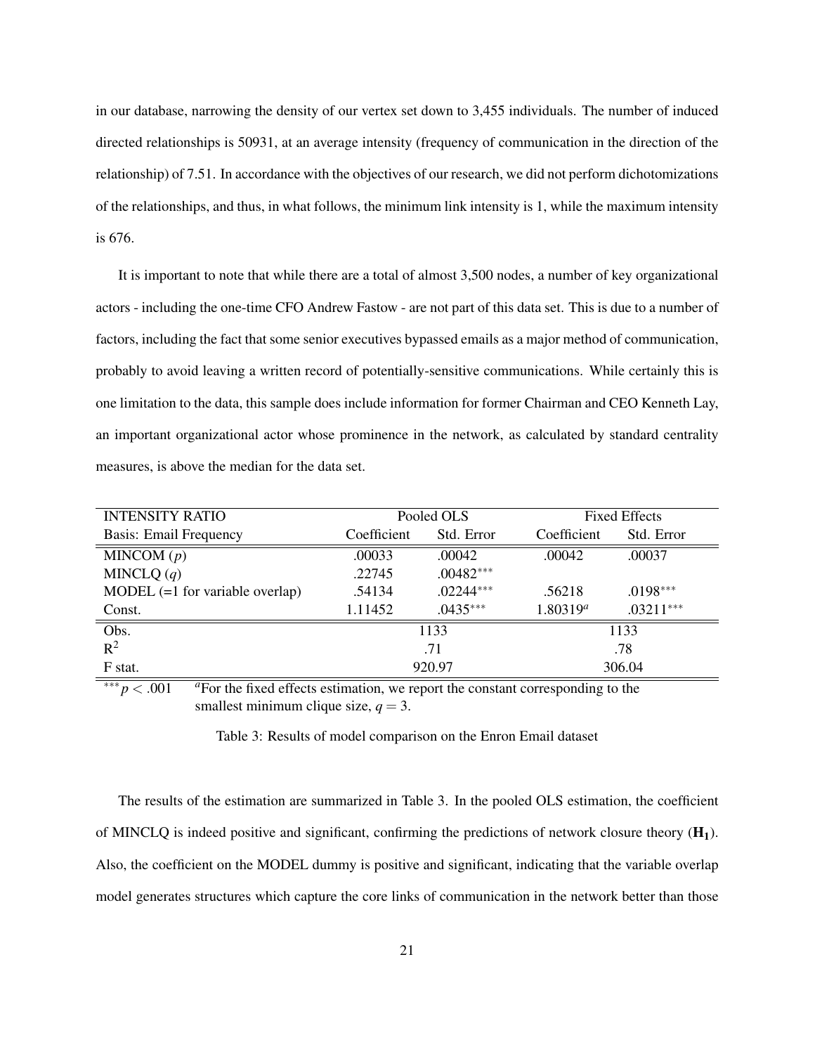in our database, narrowing the density of our vertex set down to 3,455 individuals. The number of induced directed relationships is 50931, at an average intensity (frequency of communication in the direction of the relationship) of 7.51. In accordance with the objectives of our research, we did not perform dichotomizations of the relationships, and thus, in what follows, the minimum link intensity is 1, while the maximum intensity is 676.

It is important to note that while there are a total of almost 3,500 nodes, a number of key organizational actors - including the one-time CFO Andrew Fastow - are not part of this data set. This is due to a number of factors, including the fact that some senior executives bypassed emails as a major method of communication, probably to avoid leaving a written record of potentially-sensitive communications. While certainly this is one limitation to the data, this sample does include information for former Chairman and CEO Kenneth Lay, an important organizational actor whose prominence in the network, as calculated by standard centrality measures, is above the median for the data set.

| INTENSITY RATIO | Pooled OLS | | Fixed Effects | |
|---|---|---|---|---|
| Basis: Email Frequency | Coefficient | Std. Error | Coefficient | Std. Error |
| MINCOM ($p$) | .00033 | .00042 | .00042 | .00037 |
| MINCLQ ($q$) | .22745 | .00482*** | | |
| MODEL (=1 for variable overlap) | .54134 | .02244*** | .56218 | .0198*** |
| Const. | 1.11452 | .0435*** | 1.80319[a] | .03211*** |
| Obs. | 1133 | | 1133 | |
| $R^2$ | .71 | | .78 | |
| F stat. | 920.97 | | 306.04 | |

*** $p < .001$ [a]For the fixed effects estimation, we report the constant corresponding to the smallest minimum clique size, $q = 3$.

Table 3: Results of model comparison on the Enron Email dataset

The results of the estimation are summarized in Table 3. In the pooled OLS estimation, the coefficient of MINCLQ is indeed positive and significant, confirming the predictions of network closure theory ($\mathbf{H_1}$). Also, the coefficient on the MODEL dummy is positive and significant, indicating that the variable overlap model generates structures which capture the core links of communication in the network better than those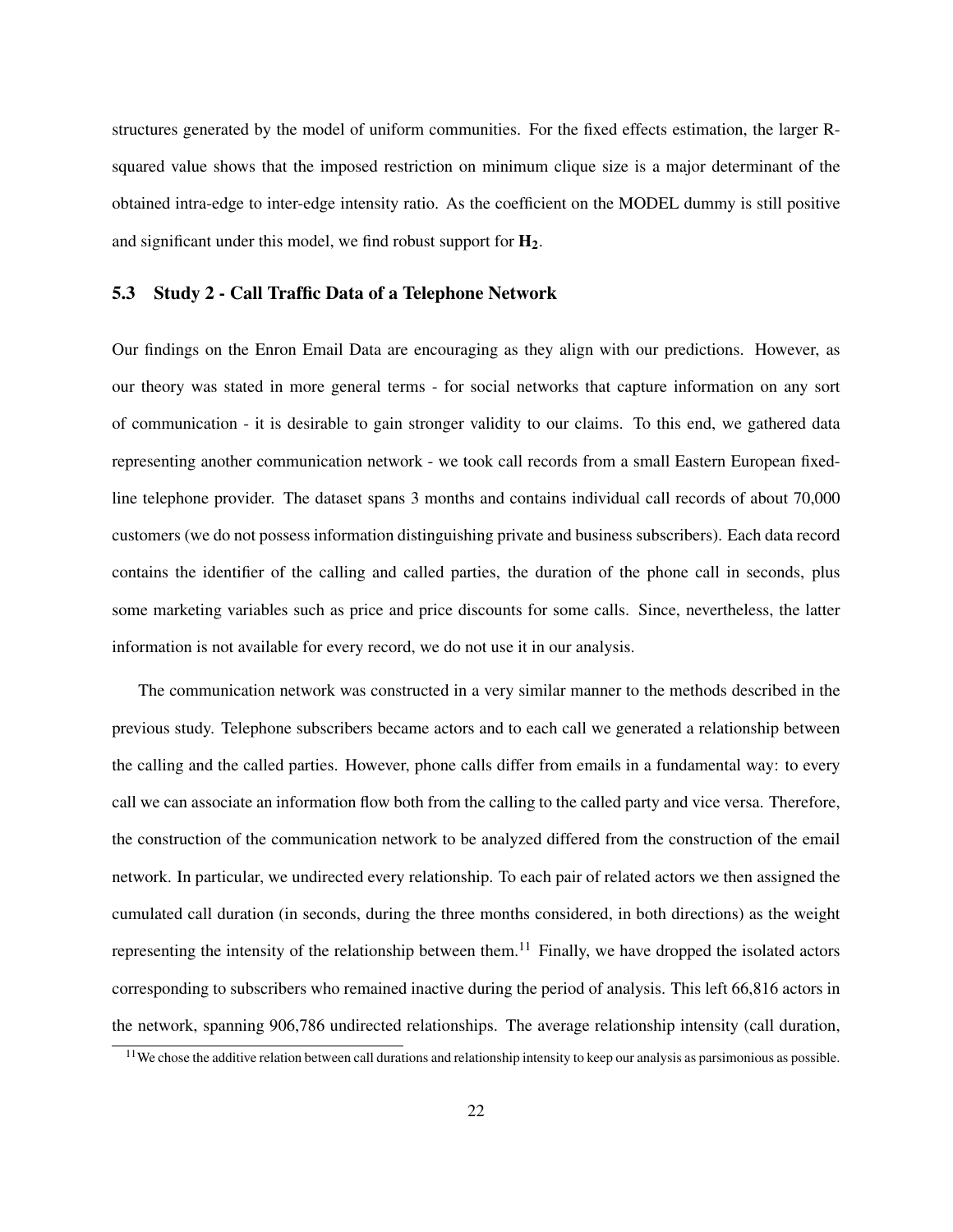structures generated by the model of uniform communities. For the fixed effects estimation, the larger R-squared value shows that the imposed restriction on minimum clique size is a major determinant of the obtained intra-edge to inter-edge intensity ratio. As the coefficient on the MODEL dummy is still positive and significant under this model, we find robust support for $\mathbf{H_2}$.

### 5.3 Study 2 - Call Traffic Data of a Telephone Network

Our findings on the Enron Email Data are encouraging as they align with our predictions. However, as our theory was stated in more general terms - for social networks that capture information on any sort of communication - it is desirable to gain stronger validity to our claims. To this end, we gathered data representing another communication network - we took call records from a small Eastern European fixed-line telephone provider. The dataset spans 3 months and contains individual call records of about 70,000 customers (we do not possess information distinguishing private and business subscribers). Each data record contains the identifier of the calling and called parties, the duration of the phone call in seconds, plus some marketing variables such as price and price discounts for some calls. Since, nevertheless, the latter information is not available for every record, we do not use it in our analysis.

The communication network was constructed in a very similar manner to the methods described in the previous study. Telephone subscribers became actors and to each call we generated a relationship between the calling and the called parties. However, phone calls differ from emails in a fundamental way: to every call we can associate an information flow both from the calling to the called party and vice versa. Therefore, the construction of the communication network to be analyzed differed from the construction of the email network. In particular, we undirected every relationship. To each pair of related actors we then assigned the cumulated call duration (in seconds, during the three months considered, in both directions) as the weight representing the intensity of the relationship between them.[11] Finally, we have dropped the isolated actors corresponding to subscribers who remained inactive during the period of analysis. This left 66,816 actors in the network, spanning 906,786 undirected relationships. The average relationship intensity (call duration,

[11] We chose the additive relation between call durations and relationship intensity to keep our analysis as parsimonious as possible.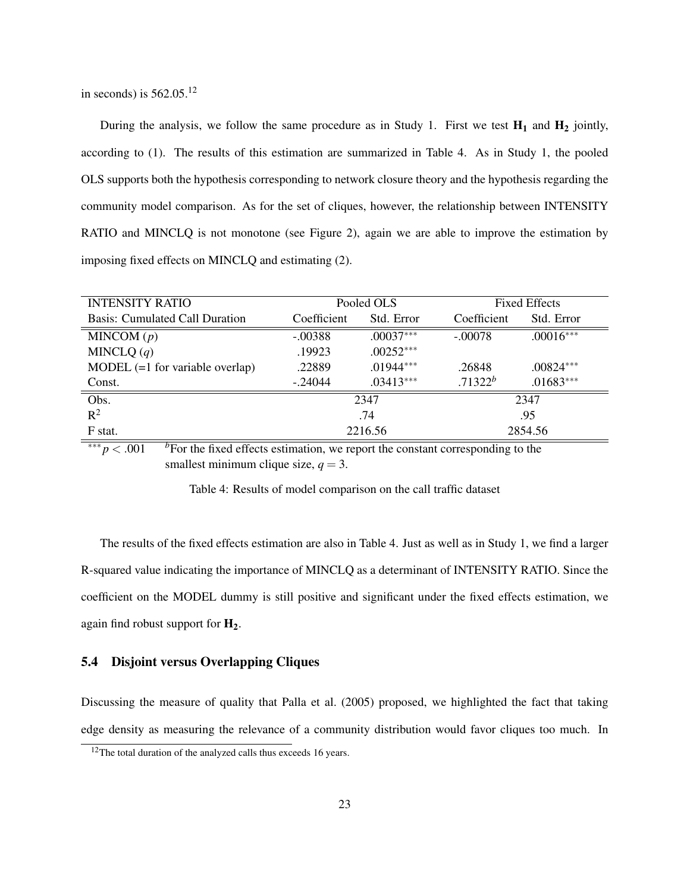in seconds) is 562.05.[12]

During the analysis, we follow the same procedure as in Study 1. First we test $\mathbf{H_1}$ and $\mathbf{H_2}$ jointly, according to (1). The results of this estimation are summarized in Table 4. As in Study 1, the pooled OLS supports both the hypothesis corresponding to network closure theory and the hypothesis regarding the community model comparison. As for the set of cliques, however, the relationship between INTENSITY RATIO and MINCLQ is not monotone (see Figure 2), again we are able to improve the estimation by imposing fixed effects on MINCLQ and estimating (2).

| INTENSITY RATIO | Pooled OLS | | Fixed Effects | |
|---|---|---|---|---|
| Basis: Cumulated Call Duration | Coefficient | Std. Error | Coefficient | Std. Error |
| MINCOM ($p$) | -.00388 | .00037$^{***}$ | -.00078 | .00016$^{***}$ |
| MINCLQ ($q$) | .19923 | .00252$^{***}$ | | |
| MODEL (=1 for variable overlap) | .22889 | .01944$^{***}$ | .26848 | .00824$^{***}$ |
| Const. | -.24044 | .03413$^{***}$ | .71322$^{b}$ | .01683$^{***}$ |
| Obs. | 2347 | | 2347 | |
| $R^2$ | .74 | | .95 | |
| F stat. | 2216.56 | | 2854.56 | |

$^{***}p < .001$ $\quad$ $^{b}$For the fixed effects estimation, we report the constant corresponding to the smallest minimum clique size, $q = 3$.

Table 4: Results of model comparison on the call traffic dataset

The results of the fixed effects estimation are also in Table 4. Just as well as in Study 1, we find a larger R-squared value indicating the importance of MINCLQ as a determinant of INTENSITY RATIO. Since the coefficient on the MODEL dummy is still positive and significant under the fixed effects estimation, we again find robust support for $\mathbf{H_2}$.

### 5.4 Disjoint versus Overlapping Cliques

Discussing the measure of quality that Palla et al. (2005) proposed, we highlighted the fact that taking edge density as measuring the relevance of a community distribution would favor cliques too much. In

[12] The total duration of the analyzed calls thus exceeds 16 years.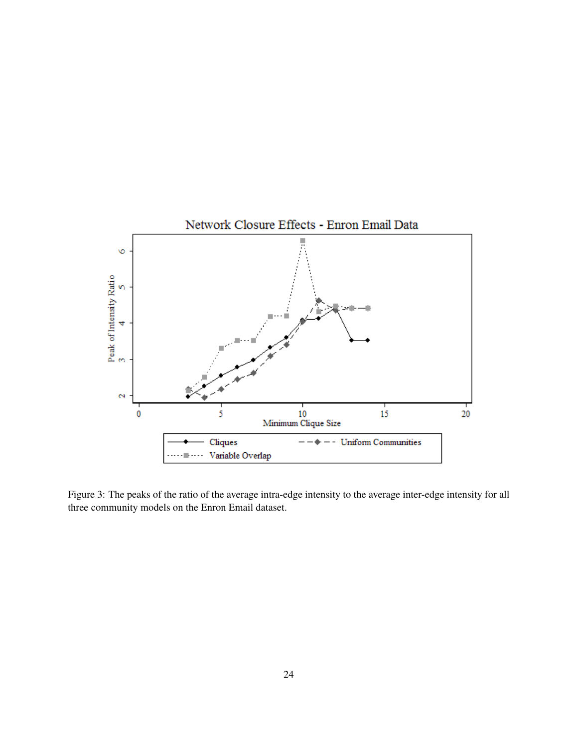Figure 3: The peaks of the ratio of the average intra-edge intensity to the average inter-edge intensity for all three community models on the Enron Email dataset.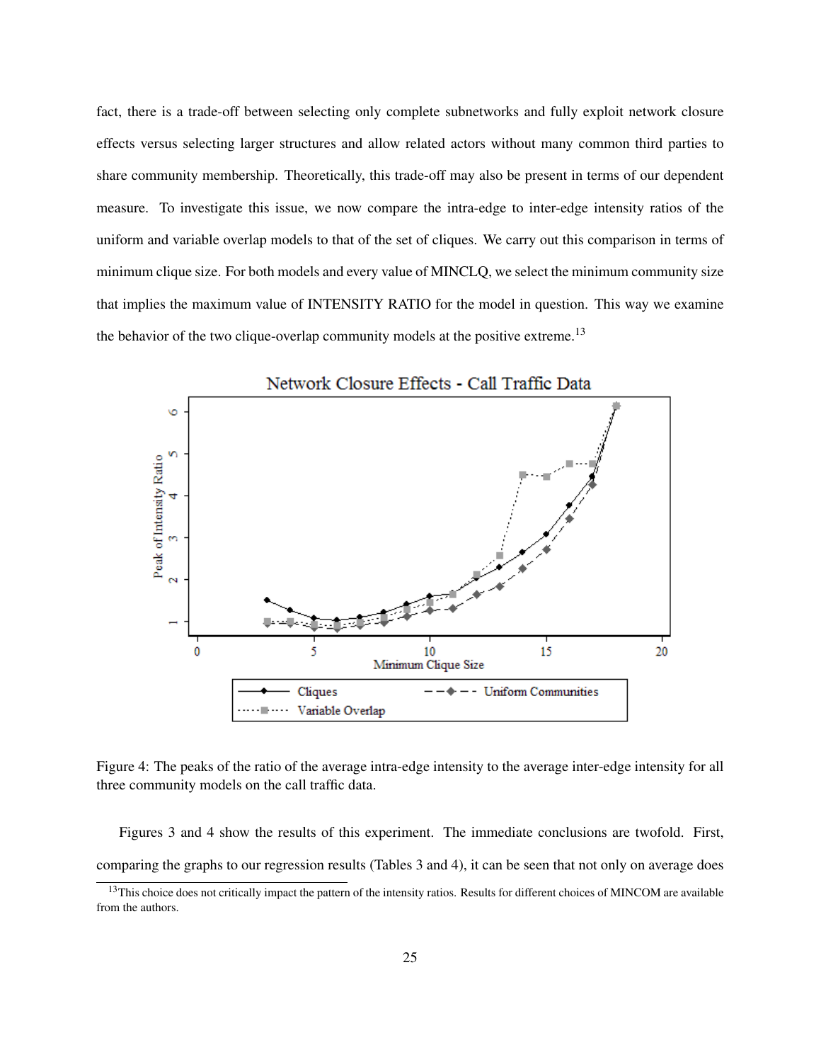fact, there is a trade-off between selecting only complete subnetworks and fully exploit network closure effects versus selecting larger structures and allow related actors without many common third parties to share community membership. Theoretically, this trade-off may also be present in terms of our dependent measure. To investigate this issue, we now compare the intra-edge to inter-edge intensity ratios of the uniform and variable overlap models to that of the set of cliques. We carry out this comparison in terms of minimum clique size. For both models and every value of MINCLQ, we select the minimum community size that implies the maximum value of INTENSITY RATIO for the model in question. This way we examine the behavior of the two clique-overlap community models at the positive extreme.[13]

Figure 4: The peaks of the ratio of the average intra-edge intensity to the average inter-edge intensity for all three community models on the call traffic data.

Figures 3 and 4 show the results of this experiment. The immediate conclusions are twofold. First, comparing the graphs to our regression results (Tables 3 and 4), it can be seen that not only on average does

[13] This choice does not critically impact the pattern of the intensity ratios. Results for different choices of MINCOM are available from the authors.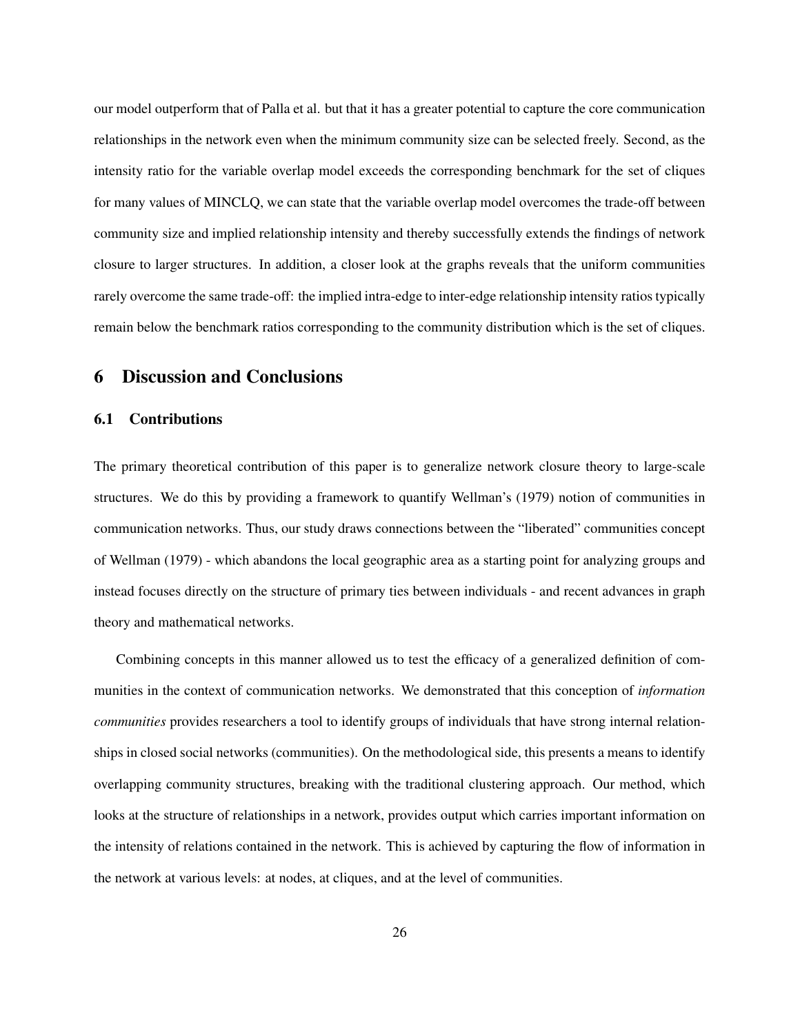our model outperform that of Palla et al. but that it has a greater potential to capture the core communication relationships in the network even when the minimum community size can be selected freely. Second, as the intensity ratio for the variable overlap model exceeds the corresponding benchmark for the set of cliques for many values of MINCLQ, we can state that the variable overlap model overcomes the trade-off between community size and implied relationship intensity and thereby successfully extends the findings of network closure to larger structures. In addition, a closer look at the graphs reveals that the uniform communities rarely overcome the same trade-off: the implied intra-edge to inter-edge relationship intensity ratios typically remain below the benchmark ratios corresponding to the community distribution which is the set of cliques.

# 6 Discussion and Conclusions

## 6.1 Contributions

The primary theoretical contribution of this paper is to generalize network closure theory to large-scale structures. We do this by providing a framework to quantify Wellman's (1979) notion of communities in communication networks. Thus, our study draws connections between the "liberated" communities concept of Wellman (1979) - which abandons the local geographic area as a starting point for analyzing groups and instead focuses directly on the structure of primary ties between individuals - and recent advances in graph theory and mathematical networks.

Combining concepts in this manner allowed us to test the efficacy of a generalized definition of communities in the context of communication networks. We demonstrated that this conception of *information communities* provides researchers a tool to identify groups of individuals that have strong internal relationships in closed social networks (communities). On the methodological side, this presents a means to identify overlapping community structures, breaking with the traditional clustering approach. Our method, which looks at the structure of relationships in a network, provides output which carries important information on the intensity of relations contained in the network. This is achieved by capturing the flow of information in the network at various levels: at nodes, at cliques, and at the level of communities.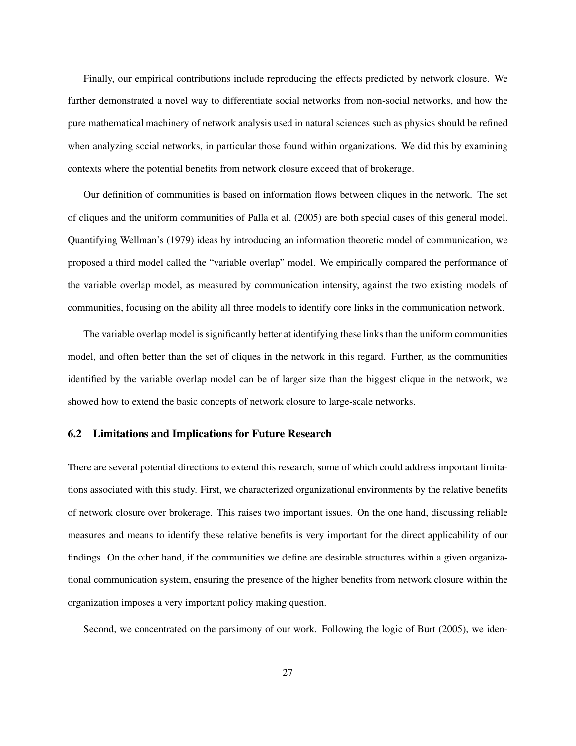Finally, our empirical contributions include reproducing the effects predicted by network closure. We further demonstrated a novel way to differentiate social networks from non-social networks, and how the pure mathematical machinery of network analysis used in natural sciences such as physics should be refined when analyzing social networks, in particular those found within organizations. We did this by examining contexts where the potential benefits from network closure exceed that of brokerage.

Our definition of communities is based on information flows between cliques in the network. The set of cliques and the uniform communities of Palla et al. (2005) are both special cases of this general model. Quantifying Wellman's (1979) ideas by introducing an information theoretic model of communication, we proposed a third model called the "variable overlap" model. We empirically compared the performance of the variable overlap model, as measured by communication intensity, against the two existing models of communities, focusing on the ability all three models to identify core links in the communication network.

The variable overlap model is significantly better at identifying these links than the uniform communities model, and often better than the set of cliques in the network in this regard. Further, as the communities identified by the variable overlap model can be of larger size than the biggest clique in the network, we showed how to extend the basic concepts of network closure to large-scale networks.

### 6.2 Limitations and Implications for Future Research

There are several potential directions to extend this research, some of which could address important limitations associated with this study. First, we characterized organizational environments by the relative benefits of network closure over brokerage. This raises two important issues. On the one hand, discussing reliable measures and means to identify these relative benefits is very important for the direct applicability of our findings. On the other hand, if the communities we define are desirable structures within a given organizational communication system, ensuring the presence of the higher benefits from network closure within the organization imposes a very important policy making question.

Second, we concentrated on the parsimony of our work. Following the logic of Burt (2005), we iden-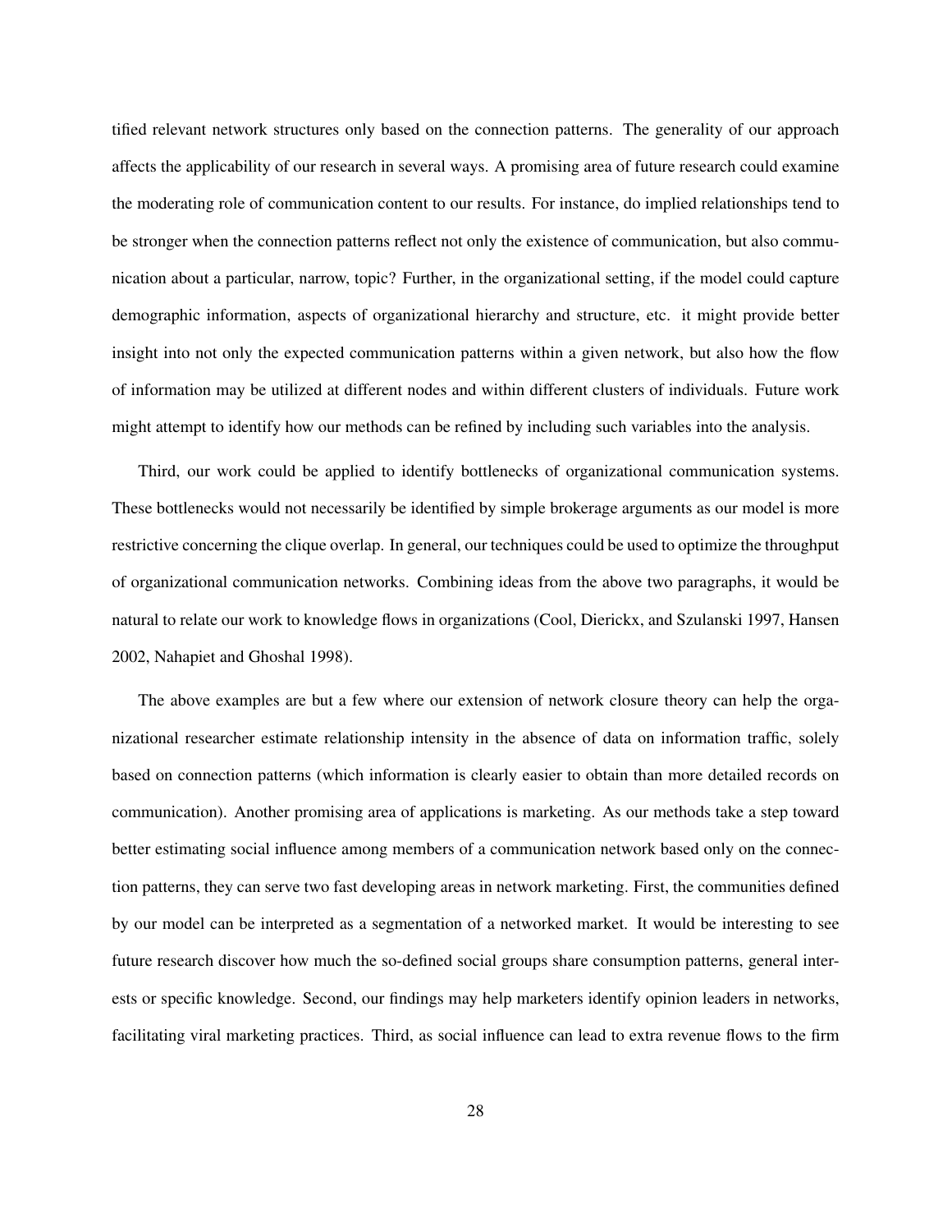tified relevant network structures only based on the connection patterns. The generality of our approach affects the applicability of our research in several ways. A promising area of future research could examine the moderating role of communication content to our results. For instance, do implied relationships tend to be stronger when the connection patterns reflect not only the existence of communication, but also communication about a particular, narrow, topic? Further, in the organizational setting, if the model could capture demographic information, aspects of organizational hierarchy and structure, etc. it might provide better insight into not only the expected communication patterns within a given network, but also how the flow of information may be utilized at different nodes and within different clusters of individuals. Future work might attempt to identify how our methods can be refined by including such variables into the analysis.

Third, our work could be applied to identify bottlenecks of organizational communication systems. These bottlenecks would not necessarily be identified by simple brokerage arguments as our model is more restrictive concerning the clique overlap. In general, our techniques could be used to optimize the throughput of organizational communication networks. Combining ideas from the above two paragraphs, it would be natural to relate our work to knowledge flows in organizations (Cool, Dierickx, and Szulanski 1997, Hansen 2002, Nahapiet and Ghoshal 1998).

The above examples are but a few where our extension of network closure theory can help the organizational researcher estimate relationship intensity in the absence of data on information traffic, solely based on connection patterns (which information is clearly easier to obtain than more detailed records on communication). Another promising area of applications is marketing. As our methods take a step toward better estimating social influence among members of a communication network based only on the connection patterns, they can serve two fast developing areas in network marketing. First, the communities defined by our model can be interpreted as a segmentation of a networked market. It would be interesting to see future research discover how much the so-defined social groups share consumption patterns, general interests or specific knowledge. Second, our findings may help marketers identify opinion leaders in networks, facilitating viral marketing practices. Third, as social influence can lead to extra revenue flows to the firm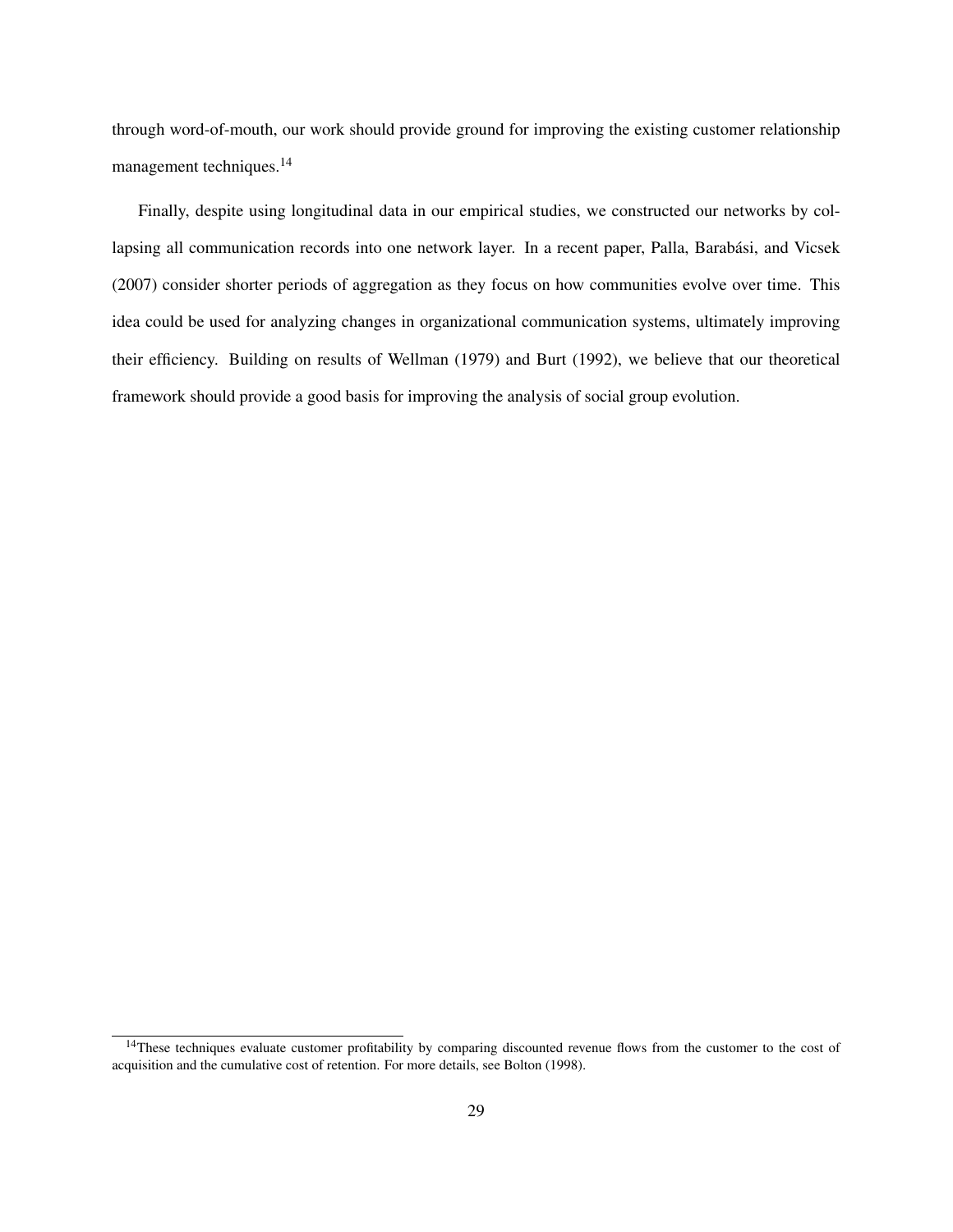through word-of-mouth, our work should provide ground for improving the existing customer relationship management techniques.[14]

Finally, despite using longitudinal data in our empirical studies, we constructed our networks by collapsing all communication records into one network layer. In a recent paper, Palla, Barabási, and Vicsek (2007) consider shorter periods of aggregation as they focus on how communities evolve over time. This idea could be used for analyzing changes in organizational communication systems, ultimately improving their efficiency. Building on results of Wellman (1979) and Burt (1992), we believe that our theoretical framework should provide a good basis for improving the analysis of social group evolution.

[14] These techniques evaluate customer profitability by comparing discounted revenue flows from the customer to the cost of acquisition and the cumulative cost of retention. For more details, see Bolton (1998).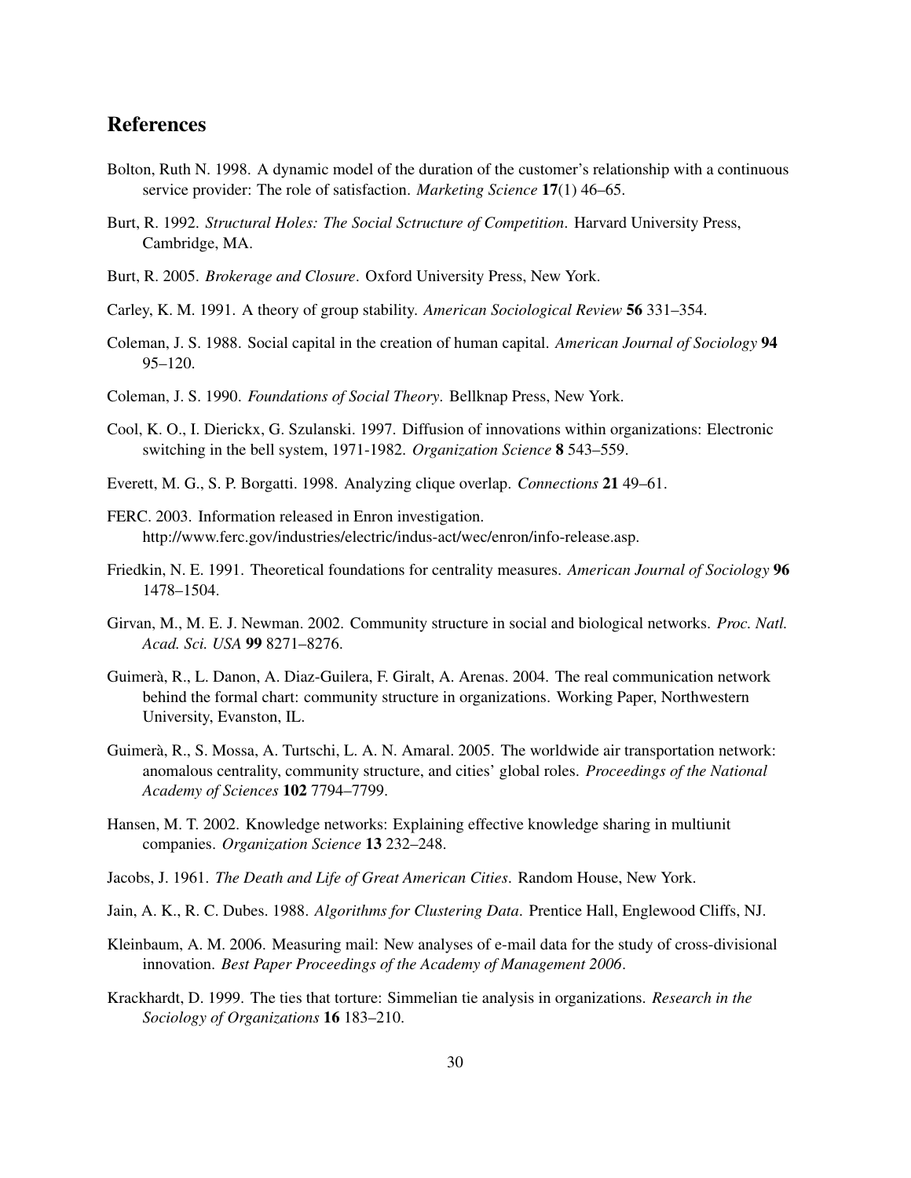## References

Bolton, Ruth N. 1998. A dynamic model of the duration of the customer's relationship with a continuous service provider: The role of satisfaction. *Marketing Science* **17**(1) 46–65.

Burt, R. 1992. *Structural Holes: The Social Sctructure of Competition*. Harvard University Press, Cambridge, MA.

Burt, R. 2005. *Brokerage and Closure*. Oxford University Press, New York.

Carley, K. M. 1991. A theory of group stability. *American Sociological Review* **56** 331–354.

Coleman, J. S. 1988. Social capital in the creation of human capital. *American Journal of Sociology* **94** 95–120.

Coleman, J. S. 1990. *Foundations of Social Theory*. Bellknap Press, New York.

Cool, K. O., I. Dierickx, G. Szulanski. 1997. Diffusion of innovations within organizations: Electronic switching in the bell system, 1971-1982. *Organization Science* **8** 543–559.

Everett, M. G., S. P. Borgatti. 1998. Analyzing clique overlap. *Connections* **21** 49–61.

FERC. 2003. Information released in Enron investigation. http://www.ferc.gov/industries/electric/indus-act/wec/enron/info-release.asp.

Friedkin, N. E. 1991. Theoretical foundations for centrality measures. *American Journal of Sociology* **96** 1478–1504.

Girvan, M., M. E. J. Newman. 2002. Community structure in social and biological networks. *Proc. Natl. Acad. Sci. USA* **99** 8271–8276.

Guimerà, R., L. Danon, A. Diaz-Guilera, F. Giralt, A. Arenas. 2004. The real communication network behind the formal chart: community structure in organizations. Working Paper, Northwestern University, Evanston, IL.

Guimerà, R., S. Mossa, A. Turtschi, L. A. N. Amaral. 2005. The worldwide air transportation network: anomalous centrality, community structure, and cities' global roles. *Proceedings of the National Academy of Sciences* **102** 7794–7799.

Hansen, M. T. 2002. Knowledge networks: Explaining effective knowledge sharing in multiunit companies. *Organization Science* **13** 232–248.

Jacobs, J. 1961. *The Death and Life of Great American Cities*. Random House, New York.

Jain, A. K., R. C. Dubes. 1988. *Algorithms for Clustering Data*. Prentice Hall, Englewood Cliffs, NJ.

Kleinbaum, A. M. 2006. Measuring mail: New analyses of e-mail data for the study of cross-divisional innovation. *Best Paper Proceedings of the Academy of Management 2006*.

Krackhardt, D. 1999. The ties that torture: Simmelian tie analysis in organizations. *Research in the Sociology of Organizations* **16** 183–210.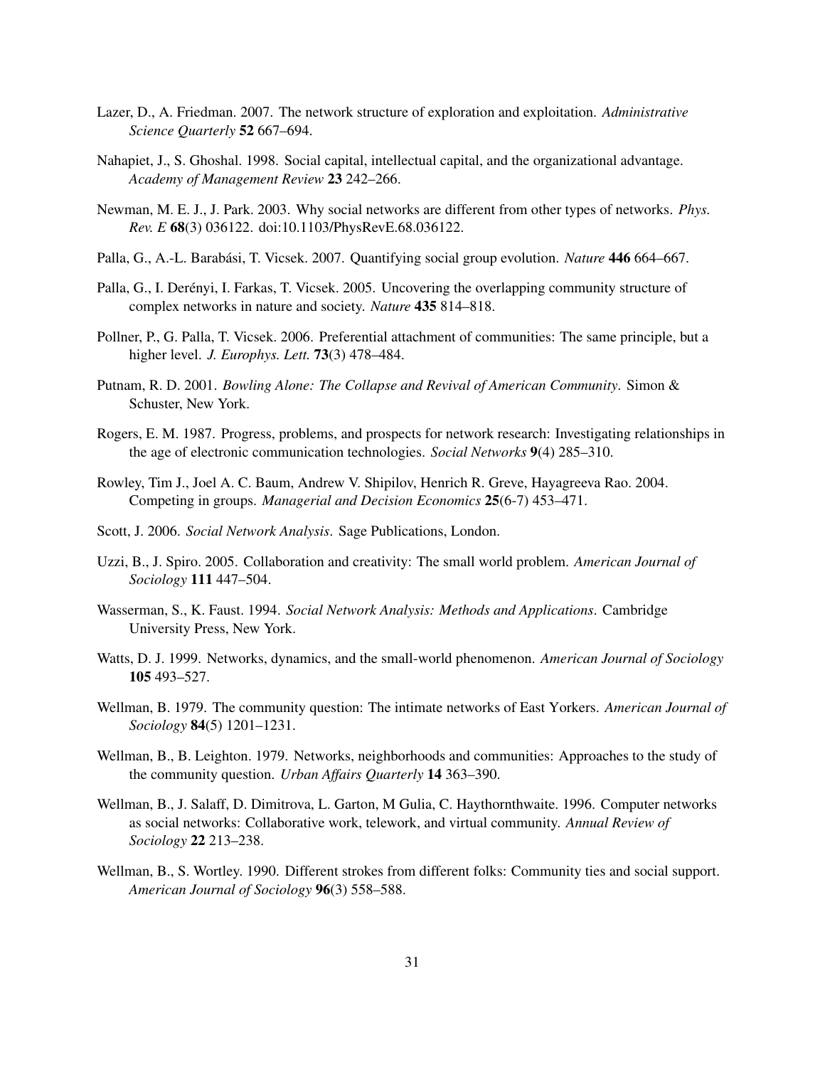Lazer, D., A. Friedman. 2007. The network structure of exploration and exploitation. *Administrative Science Quarterly* **52** 667–694.

Nahapiet, J., S. Ghoshal. 1998. Social capital, intellectual capital, and the organizational advantage. *Academy of Management Review* **23** 242–266.

Newman, M. E. J., J. Park. 2003. Why social networks are different from other types of networks. *Phys. Rev. E* **68**(3) 036122. doi:10.1103/PhysRevE.68.036122.

Palla, G., A.-L. Barabási, T. Vicsek. 2007. Quantifying social group evolution. *Nature* **446** 664–667.

Palla, G., I. Derényi, I. Farkas, T. Vicsek. 2005. Uncovering the overlapping community structure of complex networks in nature and society. *Nature* **435** 814–818.

Pollner, P., G. Palla, T. Vicsek. 2006. Preferential attachment of communities: The same principle, but a higher level. *J. Europhys. Lett.* **73**(3) 478–484.

Putnam, R. D. 2001. *Bowling Alone: The Collapse and Revival of American Community*. Simon & Schuster, New York.

Rogers, E. M. 1987. Progress, problems, and prospects for network research: Investigating relationships in the age of electronic communication technologies. *Social Networks* **9**(4) 285–310.

Rowley, Tim J., Joel A. C. Baum, Andrew V. Shipilov, Henrich R. Greve, Hayagreeva Rao. 2004. Competing in groups. *Managerial and Decision Economics* **25**(6-7) 453–471.

Scott, J. 2006. *Social Network Analysis*. Sage Publications, London.

Uzzi, B., J. Spiro. 2005. Collaboration and creativity: The small world problem. *American Journal of Sociology* **111** 447–504.

Wasserman, S., K. Faust. 1994. *Social Network Analysis: Methods and Applications*. Cambridge University Press, New York.

Watts, D. J. 1999. Networks, dynamics, and the small-world phenomenon. *American Journal of Sociology* **105** 493–527.

Wellman, B. 1979. The community question: The intimate networks of East Yorkers. *American Journal of Sociology* **84**(5) 1201–1231.

Wellman, B., B. Leighton. 1979. Networks, neighborhoods and communities: Approaches to the study of the community question. *Urban Affairs Quarterly* **14** 363–390.

Wellman, B., J. Salaff, D. Dimitrova, L. Garton, M Gulia, C. Haythornthwaite. 1996. Computer networks as social networks: Collaborative work, telework, and virtual community. *Annual Review of Sociology* **22** 213–238.

Wellman, B., S. Wortley. 1990. Different strokes from different folks: Community ties and social support. *American Journal of Sociology* **96**(3) 558–588.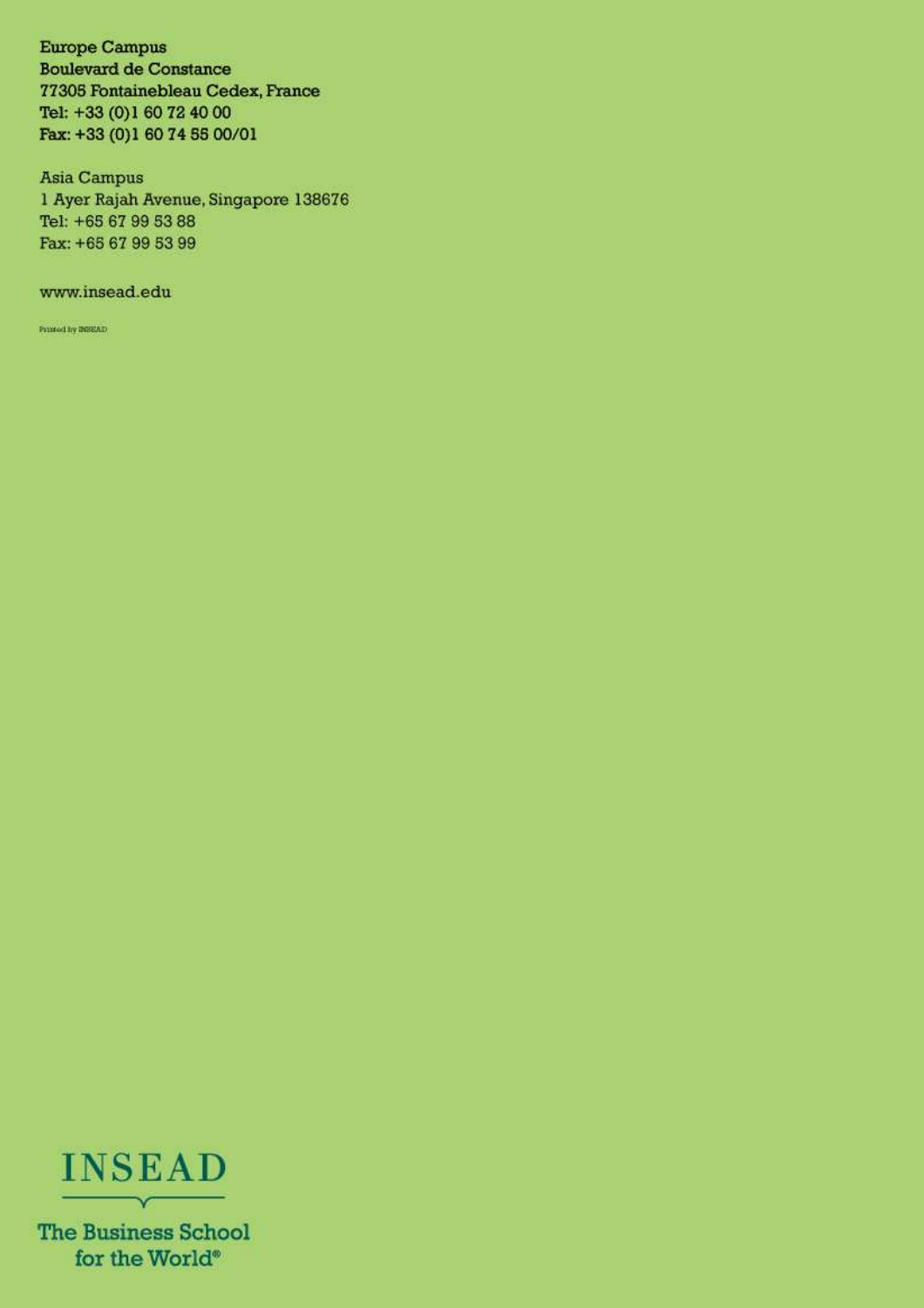**Europe Campus**
**Boulevard de Constance**
**77305 Fontainebleau Cedex, France**
**Tel: +33 (0)1 60 72 40 00**
**Fax: +33 (0)1 60 74 55 00/01**

Asia Campus
1 Ayer Rajah Avenue, Singapore 138676
Tel: +65 67 99 53 88
Fax: +65 67 99 53 99

www.insead.edu

Printed by INSEAD

INSEAD

The Business School
for the World®